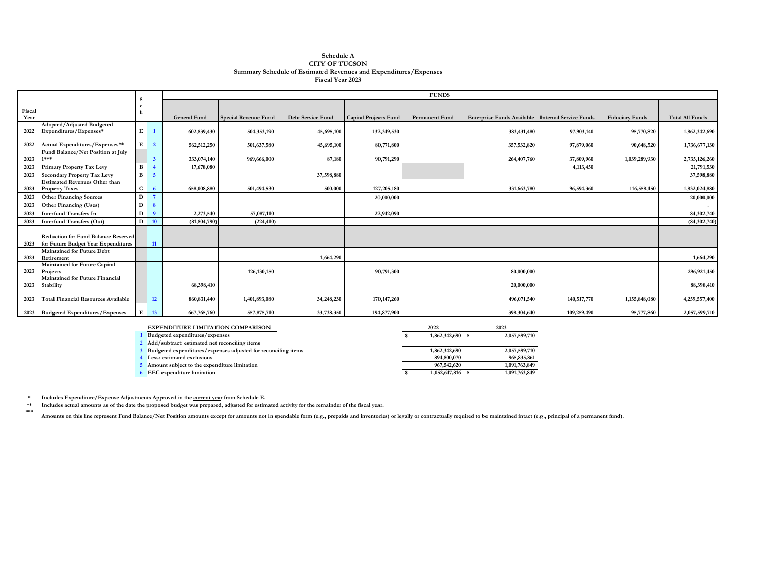**Schedule A**
**CITY OF TUCSON**
**Summary Schedule of Estimated Revenues and Expenditures/Expenses**
**Fiscal Year 2023**

| Fiscal Year | | Sch | | FUNDS | | | | | | | | |
|---|---|---|---|---|---|---|---|---|---|---|---|---|
| | | | | General Fund | Special Revenue Fund | Debt Service Fund | Capital Projects Fund | Permanent Fund | Enterprise Funds Available | Internal Service Funds | Fiduciary Funds | Total All Funds |
| 2022 | Adopted/Adjusted Budgeted Expenditures/Expenses* | E | 1 | 602,839,430 | 504,353,190 | 45,695,100 | 132,349,530 | | 383,431,480 | 97,903,140 | 95,770,820 | 1,862,342,690 |
| 2022 | Actual Expenditures/Expenses** | E | 2 | 562,512,250 | 501,637,580 | 45,695,100 | 80,771,800 | | 357,532,820 | 97,879,060 | 90,648,520 | 1,736,677,130 |
| 2023 | Fund Balance/Net Position at July 1*** | | 3 | 333,074,140 | 969,666,000 | 87,180 | 90,791,290 | | 264,407,760 | 37,809,960 | 1,039,289,930 | 2,735,126,260 |
| 2023 | Primary Property Tax Levy | B | 4 | 17,678,080 | | | | | | 4,113,450 | | 21,791,530 |
| 2023 | Secondary Property Tax Levy | B | 5 | | | 37,598,880 | | | | | | 37,598,880 |
| 2023 | Estimated Revenues Other than Property Taxes | C | 6 | 658,008,880 | 501,494,530 | 500,000 | 127,205,180 | | 331,663,780 | 96,594,360 | 116,558,150 | 1,832,024,880 |
| 2023 | Other Financing Sources | D | 7 | | | | 20,000,000 | | | | | 20,000,000 |
| 2023 | Other Financing (Uses) | D | 8 | | | | | | | | | - |
| 2023 | Interfund Transfers In | D | 9 | 2,273,540 | 57,087,110 | | 22,942,090 | | | | | 84,302,740 |
| 2023 | Interfund Transfers (Out) | D | 10 | (81,804,790) | (224,410) | | | | | | | (84,302,740) |
| 2023 | Reduction for Fund Balance Reserved for Future Budget Year Expenditures | | 11 | | | | | | | | | |
| 2023 | Maintained for Future Debt Retirement | | | | | 1,664,290 | | | | | | 1,664,290 |
| 2023 | Maintained for Future Capital Projects | | | | 126,130,150 | | 90,791,300 | | 80,000,000 | | | 296,921,450 |
| 2023 | Maintained for Future Financial Stability | | | 68,398,410 | | | | | 20,000,000 | | | 88,398,410 |
| 2023 | Total Financial Resources Available | | 12 | 860,831,440 | 1,401,893,080 | 34,248,230 | 170,147,260 | | 496,071,540 | 140,517,770 | 1,155,848,080 | 4,259,557,400 |
| 2023 | Budgeted Expenditures/Expenses | E | 13 | 667,765,760 | 557,875,710 | 33,738,350 | 194,877,900 | | 398,304,640 | 109,259,490 | 95,777,860 | 2,057,599,710 |

| | EXPENDITURE LIMITATION COMPARISON | 2022 | 2023 |
|---|---|---|---|
| 1 | Budgeted expenditures/expenses | $ 1,862,342,690 | $ 2,057,599,710 |
| 2 | Add/subtract: estimated net reconciling items | | |
| 3 | Budgeted expenditures/expenses adjusted for reconciling items | 1,862,342,690 | 2,057,599,710 |
| 4 | Less: estimated exclusions | 894,800,070 | 965,835,861 |
| 5 | Amount subject to the expenditure limitation | 967,542,620 | 1,091,763,849 |
| 6 | EEC expenditure limitation | $ 1,052,647,816 | $ 1,091,763,849 |

\* Includes Expenditure/Expense Adjustments Approved in the current year from Schedule E.

\*\* Includes actual amounts as of the date the proposed budget was prepared, adjusted for estimated activity for the remainder of the fiscal year.

\*\*\* Amounts on this line represent Fund Balance/Net Position amounts except for amounts not in spendable form (e.g., prepaids and inventories) or legally or contractually required to be maintained intact (e.g., principal of a permanent fund).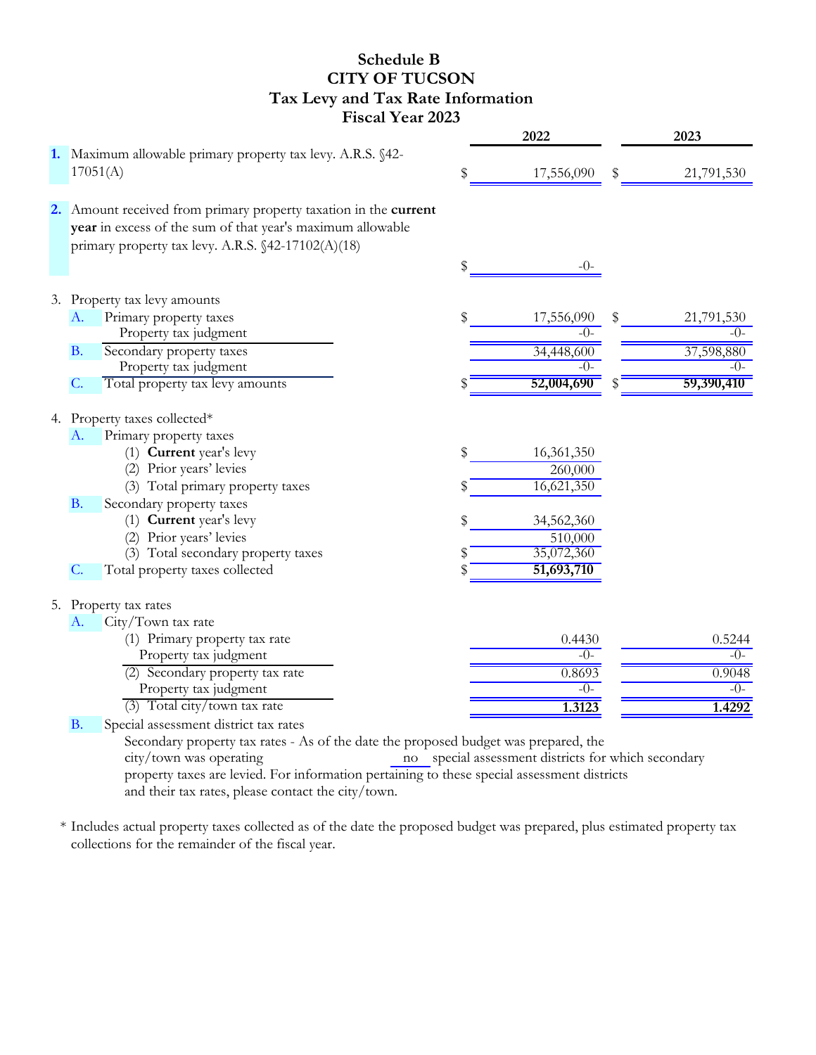# Schedule B
# CITY OF TUCSON
## Tax Levy and Tax Rate Information
## Fiscal Year 2023

| | | 2022 | 2023 |
|---|---|---|---|
| **1.** | Maximum allowable primary property tax levy. A.R.S. §42-17051(A) | $ 17,556,090 | $ 21,791,530 |
| **2.** | Amount received from primary property taxation in the **current year** in excess of the sum of that year's maximum allowable primary property tax levy. A.R.S. §42-17102(A)(18) | $ -0- | |
| 3. | Property tax levy amounts | | |
| A. | Primary property taxes | $ 17,556,090 | $ 21,791,530 |
| | Property tax judgment | -0- | -0- |
| B. | Secondary property taxes | 34,448,600 | 37,598,880 |
| | Property tax judgment | -0- | -0- |
| C. | Total property tax levy amounts | **$ 52,004,690** | **$ 59,390,410** |
| 4. | Property taxes collected* | | |
| A. | Primary property taxes | | |
| | (1) **Current** year's levy | $ 16,361,350 | |
| | (2) Prior years' levies | 260,000 | |
| | (3) Total primary property taxes | $ 16,621,350 | |
| B. | Secondary property taxes | | |
| | (1) **Current** year's levy | $ 34,562,360 | |
| | (2) Prior years' levies | 510,000 | |
| | (3) Total secondary property taxes | $ 35,072,360 | |
| C. | Total property taxes collected | **$ 51,693,710** | |
| 5. | Property tax rates | | |
| A. | City/Town tax rate | | |
| | (1) Primary property tax rate | 0.4430 | 0.5244 |
| | Property tax judgment | -0- | -0- |
| | (2) Secondary property tax rate | 0.8693 | 0.9048 |
| | Property tax judgment | -0- | -0- |
| | (3) Total city/town tax rate | **1.3123** | **1.4292** |

B. Special assessment district tax rates

Secondary property tax rates - As of the date the proposed budget was prepared, the city/town was operating no special assessment districts for which secondary property taxes are levied. For information pertaining to these special assessment districts and their tax rates, please contact the city/town.

\* Includes actual property taxes collected as of the date the proposed budget was prepared, plus estimated property tax collections for the remainder of the fiscal year.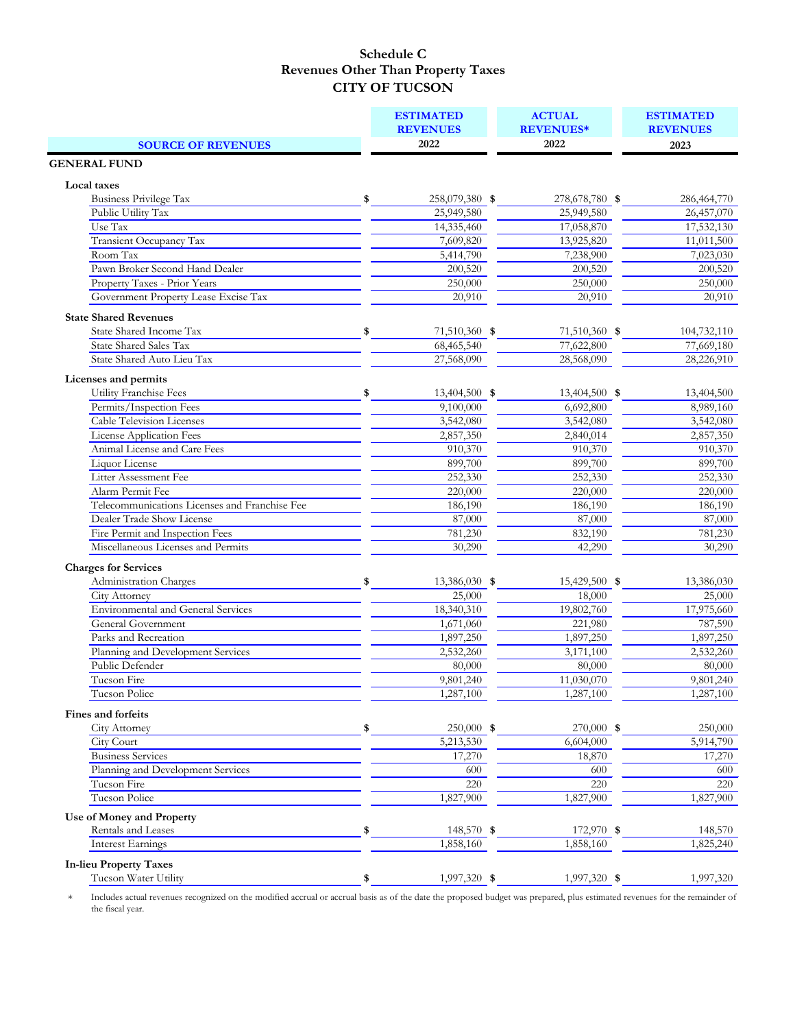# Schedule C
## Revenues Other Than Property Taxes
## CITY OF TUCSON

| SOURCE OF REVENUES | ESTIMATED REVENUES 2022 | ACTUAL REVENUES* 2022 | ESTIMATED REVENUES 2023 |
|---|---|---|---|
| **GENERAL FUND** | | | |
| **Local taxes** | | | |
| Business Privilege Tax | $ 258,079,380 | $ 278,678,780 | $ 286,464,770 |
| Public Utility Tax | 25,949,580 | 25,949,580 | 26,457,070 |
| Use Tax | 14,335,460 | 17,058,870 | 17,532,130 |
| Transient Occupancy Tax | 7,609,820 | 13,925,820 | 11,011,500 |
| Room Tax | 5,414,790 | 7,238,900 | 7,023,030 |
| Pawn Broker Second Hand Dealer | 200,520 | 200,520 | 200,520 |
| Property Taxes - Prior Years | 250,000 | 250,000 | 250,000 |
| Government Property Lease Excise Tax | 20,910 | 20,910 | 20,910 |
| **State Shared Revenues** | | | |
| State Shared Income Tax | $ 71,510,360 | $ 71,510,360 | $ 104,732,110 |
| State Shared Sales Tax | 68,465,540 | 77,622,800 | 77,669,180 |
| State Shared Auto Lieu Tax | 27,568,090 | 28,568,090 | 28,226,910 |
| **Licenses and permits** | | | |
| Utility Franchise Fees | $ 13,404,500 | $ 13,404,500 | $ 13,404,500 |
| Permits/Inspection Fees | 9,100,000 | 6,692,800 | 8,989,160 |
| Cable Television Licenses | 3,542,080 | 3,542,080 | 3,542,080 |
| License Application Fees | 2,857,350 | 2,840,014 | 2,857,350 |
| Animal License and Care Fees | 910,370 | 910,370 | 910,370 |
| Liquor License | 899,700 | 899,700 | 899,700 |
| Litter Assessment Fee | 252,330 | 252,330 | 252,330 |
| Alarm Permit Fee | 220,000 | 220,000 | 220,000 |
| Telecommunications Licenses and Franchise Fee | 186,190 | 186,190 | 186,190 |
| Dealer Trade Show License | 87,000 | 87,000 | 87,000 |
| Fire Permit and Inspection Fees | 781,230 | 832,190 | 781,230 |
| Miscellaneous Licenses and Permits | 30,290 | 42,290 | 30,290 |
| **Charges for Services** | | | |
| Administration Charges | $ 13,386,030 | $ 15,429,500 | $ 13,386,030 |
| City Attorney | 25,000 | 18,000 | 25,000 |
| Environmental and General Services | 18,340,310 | 19,802,760 | 17,975,660 |
| General Government | 1,671,060 | 221,980 | 787,590 |
| Parks and Recreation | 1,897,250 | 1,897,250 | 1,897,250 |
| Planning and Development Services | 2,532,260 | 3,171,100 | 2,532,260 |
| Public Defender | 80,000 | 80,000 | 80,000 |
| Tucson Fire | 9,801,240 | 11,030,070 | 9,801,240 |
| Tucson Police | 1,287,100 | 1,287,100 | 1,287,100 |
| **Fines and forfeits** | | | |
| City Attorney | $ 250,000 | $ 270,000 | $ 250,000 |
| City Court | 5,213,530 | 6,604,000 | 5,914,790 |
| Business Services | 17,270 | 18,870 | 17,270 |
| Planning and Development Services | 600 | 600 | 600 |
| Tucson Fire | 220 | 220 | 220 |
| Tucson Police | 1,827,900 | 1,827,900 | 1,827,900 |
| **Use of Money and Property** | | | |
| Rentals and Leases | $ 148,570 | $ 172,970 | $ 148,570 |
| Interest Earnings | 1,858,160 | 1,858,160 | 1,825,240 |
| **In-lieu Property Taxes** | | | |
| Tucson Water Utility | $ 1,997,320 | $ 1,997,320 | $ 1,997,320 |

\* Includes actual revenues recognized on the modified accrual or accrual basis as of the date the proposed budget was prepared, plus estimated revenues for the remainder of the fiscal year.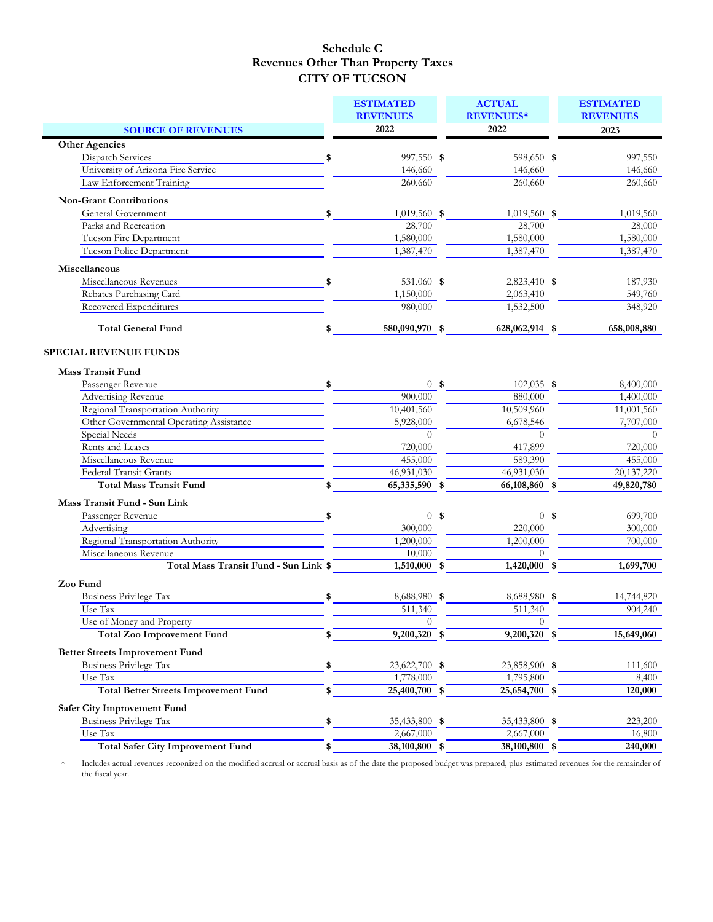# Schedule C
## Revenues Other Than Property Taxes
## CITY OF TUCSON

| SOURCE OF REVENUES | ESTIMATED REVENUES 2022 | ACTUAL REVENUES* 2022 | ESTIMATED REVENUES 2023 |
|---|---|---|---|
| **Other Agencies** | | | |
| Dispatch Services | $ 997,550 | $ 598,650 | $ 997,550 |
| University of Arizona Fire Service | 146,660 | 146,660 | 146,660 |
| Law Enforcement Training | 260,660 | 260,660 | 260,660 |
| **Non-Grant Contributions** | | | |
| General Government | $ 1,019,560 | $ 1,019,560 | $ 1,019,560 |
| Parks and Recreation | 28,700 | 28,700 | 28,000 |
| Tucson Fire Department | 1,580,000 | 1,580,000 | 1,580,000 |
| Tucson Police Department | 1,387,470 | 1,387,470 | 1,387,470 |
| **Miscellaneous** | | | |
| Miscellaneous Revenues | $ 531,060 | $ 2,823,410 | $ 187,930 |
| Rebates Purchasing Card | 1,150,000 | 2,063,410 | 549,760 |
| Recovered Expenditures | 980,000 | 1,532,500 | 348,920 |
| **Total General Fund** | **$ 580,090,970** | **$ 628,062,914** | **$ 658,008,880** |
| **SPECIAL REVENUE FUNDS** | | | |
| **Mass Transit Fund** | | | |
| Passenger Revenue | $ 0 | $ 102,035 | $ 8,400,000 |
| Advertising Revenue | 900,000 | 880,000 | 1,400,000 |
| Regional Transportation Authority | 10,401,560 | 10,509,960 | 11,001,560 |
| Other Governmental Operating Assistance | 5,928,000 | 6,678,546 | 7,707,000 |
| Special Needs | 0 | 0 | 0 |
| Rents and Leases | 720,000 | 417,899 | 720,000 |
| Miscellaneous Revenue | 455,000 | 589,390 | 455,000 |
| Federal Transit Grants | 46,931,030 | 46,931,030 | 20,137,220 |
| **Total Mass Transit Fund** | **$ 65,335,590** | **$ 66,108,860** | **$ 49,820,780** |
| **Mass Transit Fund - Sun Link** | | | |
| Passenger Revenue | $ 0 | $ 0 | $ 699,700 |
| Advertising | 300,000 | 220,000 | 300,000 |
| Regional Transportation Authority | 1,200,000 | 1,200,000 | 700,000 |
| Miscellaneous Revenue | 10,000 | 0 | |
| **Total Mass Transit Fund - Sun Link** | **$ 1,510,000** | **$ 1,420,000** | **$ 1,699,700** |
| **Zoo Fund** | | | |
| Business Privilege Tax | $ 8,688,980 | $ 8,688,980 | $ 14,744,820 |
| Use Tax | 511,340 | 511,340 | 904,240 |
| Use of Money and Property | 0 | 0 | |
| **Total Zoo Improvement Fund** | **$ 9,200,320** | **$ 9,200,320** | **$ 15,649,060** |
| **Better Streets Improvement Fund** | | | |
| Business Privilege Tax | $ 23,622,700 | $ 23,858,900 | $ 111,600 |
| Use Tax | 1,778,000 | 1,795,800 | 8,400 |
| **Total Better Streets Improvement Fund** | **$ 25,400,700** | **$ 25,654,700** | **$ 120,000** |
| **Safer City Improvement Fund** | | | |
| Business Privilege Tax | $ 35,433,800 | $ 35,433,800 | $ 223,200 |
| Use Tax | 2,667,000 | 2,667,000 | 16,800 |
| **Total Safer City Improvement Fund** | **$ 38,100,800** | **$ 38,100,800** | **$ 240,000** |

\* Includes actual revenues recognized on the modified accrual or accrual basis as of the date the proposed budget was prepared, plus estimated revenues for the remainder of the fiscal year.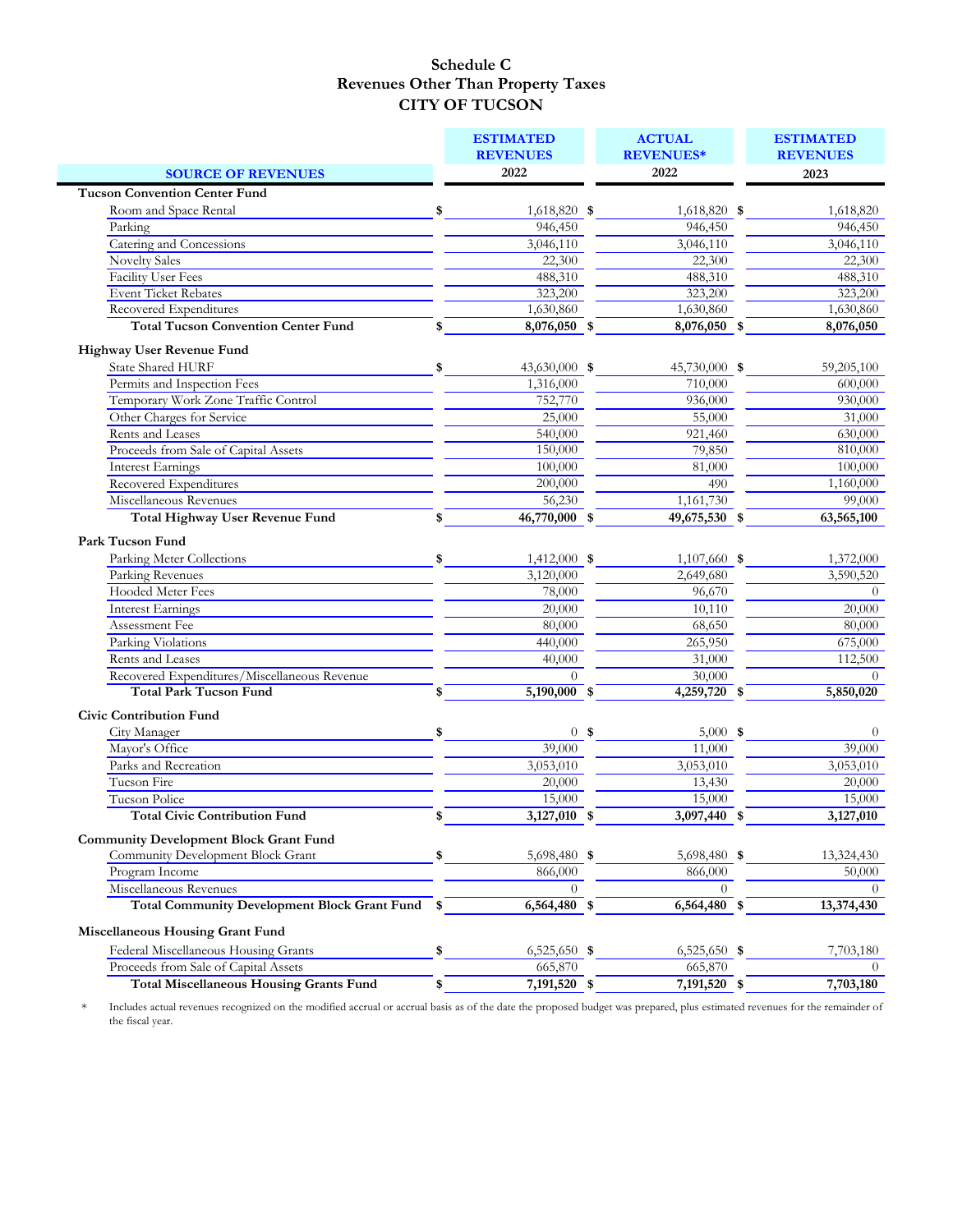# Schedule C
## Revenues Other Than Property Taxes
## CITY OF TUCSON

| SOURCE OF REVENUES | ESTIMATED REVENUES 2022 | ACTUAL REVENUES* 2022 | ESTIMATED REVENUES 2023 |
|---|---|---|---|
| **Tucson Convention Center Fund** | | | |
| Room and Space Rental | $ 1,618,820 | $ 1,618,820 | $ 1,618,820 |
| Parking | 946,450 | 946,450 | 946,450 |
| Catering and Concessions | 3,046,110 | 3,046,110 | 3,046,110 |
| Novelty Sales | 22,300 | 22,300 | 22,300 |
| Facility User Fees | 488,310 | 488,310 | 488,310 |
| Event Ticket Rebates | 323,200 | 323,200 | 323,200 |
| Recovered Expenditures | 1,630,860 | 1,630,860 | 1,630,860 |
| **Total Tucson Convention Center Fund** | **$ 8,076,050** | **$ 8,076,050** | **$ 8,076,050** |
| **Highway User Revenue Fund** | | | |
| State Shared HURF | $ 43,630,000 | $ 45,730,000 | $ 59,205,100 |
| Permits and Inspection Fees | 1,316,000 | 710,000 | 600,000 |
| Temporary Work Zone Traffic Control | 752,770 | 936,000 | 930,000 |
| Other Charges for Service | 25,000 | 55,000 | 31,000 |
| Rents and Leases | 540,000 | 921,460 | 630,000 |
| Proceeds from Sale of Capital Assets | 150,000 | 79,850 | 810,000 |
| Interest Earnings | 100,000 | 81,000 | 100,000 |
| Recovered Expenditures | 200,000 | 490 | 1,160,000 |
| Miscellaneous Revenues | 56,230 | 1,161,730 | 99,000 |
| **Total Highway User Revenue Fund** | **$ 46,770,000** | **$ 49,675,530** | **$ 63,565,100** |
| **Park Tucson Fund** | | | |
| Parking Meter Collections | $ 1,412,000 | $ 1,107,660 | $ 1,372,000 |
| Parking Revenues | 3,120,000 | 2,649,680 | 3,590,520 |
| Hooded Meter Fees | 78,000 | 96,670 | 0 |
| Interest Earnings | 20,000 | 10,110 | 20,000 |
| Assessment Fee | 80,000 | 68,650 | 80,000 |
| Parking Violations | 440,000 | 265,950 | 675,000 |
| Rents and Leases | 40,000 | 31,000 | 112,500 |
| Recovered Expenditures/Miscellaneous Revenue | 0 | 30,000 | 0 |
| **Total Park Tucson Fund** | **$ 5,190,000** | **$ 4,259,720** | **$ 5,850,020** |
| **Civic Contribution Fund** | | | |
| City Manager | $ 0 | $ 5,000 | $ 0 |
| Mayor's Office | 39,000 | 11,000 | 39,000 |
| Parks and Recreation | 3,053,010 | 3,053,010 | 3,053,010 |
| Tucson Fire | 20,000 | 13,430 | 20,000 |
| Tucson Police | 15,000 | 15,000 | 15,000 |
| **Total Civic Contribution Fund** | **$ 3,127,010** | **$ 3,097,440** | **$ 3,127,010** |
| **Community Development Block Grant Fund** | | | |
| Community Development Block Grant | $ 5,698,480 | $ 5,698,480 | $ 13,324,430 |
| Program Income | 866,000 | 866,000 | 50,000 |
| Miscellaneous Revenues | 0 | 0 | 0 |
| **Total Community Development Block Grant Fund** | **$ 6,564,480** | **$ 6,564,480** | **$ 13,374,430** |
| **Miscellaneous Housing Grant Fund** | | | |
| Federal Miscellaneous Housing Grants | $ 6,525,650 | $ 6,525,650 | $ 7,703,180 |
| Proceeds from Sale of Capital Assets | 665,870 | 665,870 | 0 |
| **Total Miscellaneous Housing Grants Fund** | **$ 7,191,520** | **$ 7,191,520** | **$ 7,703,180** |

\* Includes actual revenues recognized on the modified accrual or accrual basis as of the date the proposed budget was prepared, plus estimated revenues for the remainder of the fiscal year.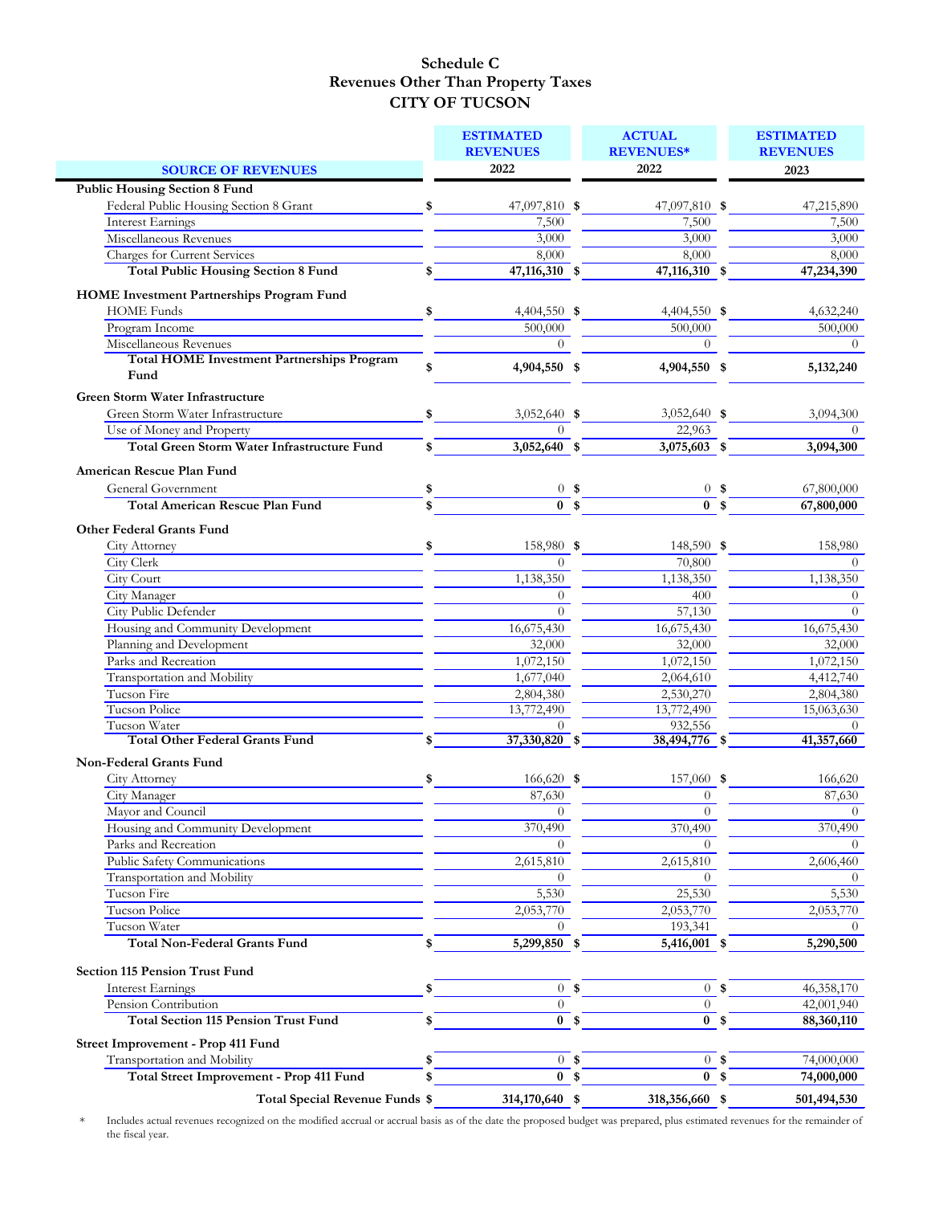# Schedule C
## Revenues Other Than Property Taxes
## CITY OF TUCSON

| SOURCE OF REVENUES | ESTIMATED REVENUES 2022 | ACTUAL REVENUES* 2022 | ESTIMATED REVENUES 2023 |
|---|---|---|---|
| **Public Housing Section 8 Fund** | | | |
| Federal Public Housing Section 8 Grant | $ 47,097,810 | $ 47,097,810 | $ 47,215,890 |
| Interest Earnings | 7,500 | 7,500 | 7,500 |
| Miscellaneous Revenues | 3,000 | 3,000 | 3,000 |
| Charges for Current Services | 8,000 | 8,000 | 8,000 |
| **Total Public Housing Section 8 Fund** | **$ 47,116,310** | **$ 47,116,310** | **$ 47,234,390** |
| **HOME Investment Partnerships Program Fund** | | | |
| HOME Funds | $ 4,404,550 | $ 4,404,550 | $ 4,632,240 |
| Program Income | 500,000 | 500,000 | 500,000 |
| Miscellaneous Revenues | 0 | 0 | 0 |
| **Total HOME Investment Partnerships Program Fund** | **$ 4,904,550** | **$ 4,904,550** | **$ 5,132,240** |
| **Green Storm Water Infrastructure** | | | |
| Green Storm Water Infrastructure | $ 3,052,640 | $ 3,052,640 | $ 3,094,300 |
| Use of Money and Property | 0 | 22,963 | 0 |
| **Total Green Storm Water Infrastructure Fund** | **$ 3,052,640** | **$ 3,075,603** | **$ 3,094,300** |
| **American Rescue Plan Fund** | | | |
| General Government | $ 0 | $ 0 | $ 67,800,000 |
| **Total American Rescue Plan Fund** | **$ 0** | **$ 0** | **$ 67,800,000** |
| **Other Federal Grants Fund** | | | |
| City Attorney | $ 158,980 | $ 148,590 | $ 158,980 |
| City Clerk | 0 | 70,800 | 0 |
| City Court | 1,138,350 | 1,138,350 | 1,138,350 |
| City Manager | 0 | 400 | 0 |
| City Public Defender | 0 | 57,130 | 0 |
| Housing and Community Development | 16,675,430 | 16,675,430 | 16,675,430 |
| Planning and Development | 32,000 | 32,000 | 32,000 |
| Parks and Recreation | 1,072,150 | 1,072,150 | 1,072,150 |
| Transportation and Mobility | 1,677,040 | 2,064,610 | 4,412,740 |
| Tucson Fire | 2,804,380 | 2,530,270 | 2,804,380 |
| Tucson Police | 13,772,490 | 13,772,490 | 15,063,630 |
| Tucson Water | 0 | 932,556 | 0 |
| **Total Other Federal Grants Fund** | **$ 37,330,820** | **$ 38,494,776** | **$ 41,357,660** |
| **Non-Federal Grants Fund** | | | |
| City Attorney | $ 166,620 | $ 157,060 | $ 166,620 |
| City Manager | 87,630 | 0 | 87,630 |
| Mayor and Council | 0 | 0 | 0 |
| Housing and Community Development | 370,490 | 370,490 | 370,490 |
| Parks and Recreation | 0 | 0 | 0 |
| Public Safety Communications | 2,615,810 | 2,615,810 | 2,606,460 |
| Transportation and Mobility | 0 | 0 | 0 |
| Tucson Fire | 5,530 | 25,530 | 5,530 |
| Tucson Police | 2,053,770 | 2,053,770 | 2,053,770 |
| Tucson Water | 0 | 193,341 | 0 |
| **Total Non-Federal Grants Fund** | **$ 5,299,850** | **$ 5,416,001** | **$ 5,290,500** |
| **Section 115 Pension Trust Fund** | | | |
| Interest Earnings | $ 0 | $ 0 | $ 46,358,170 |
| Pension Contribution | 0 | 0 | 42,001,940 |
| **Total Section 115 Pension Trust Fund** | **$ 0** | **$ 0** | **$ 88,360,110** |
| **Street Improvement - Prop 411 Fund** | | | |
| Transportation and Mobility | $ 0 | $ 0 | $ 74,000,000 |
| **Total Street Improvement - Prop 411 Fund** | **$ 0** | **$ 0** | **$ 74,000,000** |
| **Total Special Revenue Funds** | **$ 314,170,640** | **$ 318,356,660** | **$ 501,494,530** |

\* Includes actual revenues recognized on the modified accrual or accrual basis as of the date the proposed budget was prepared, plus estimated revenues for the remainder of the fiscal year.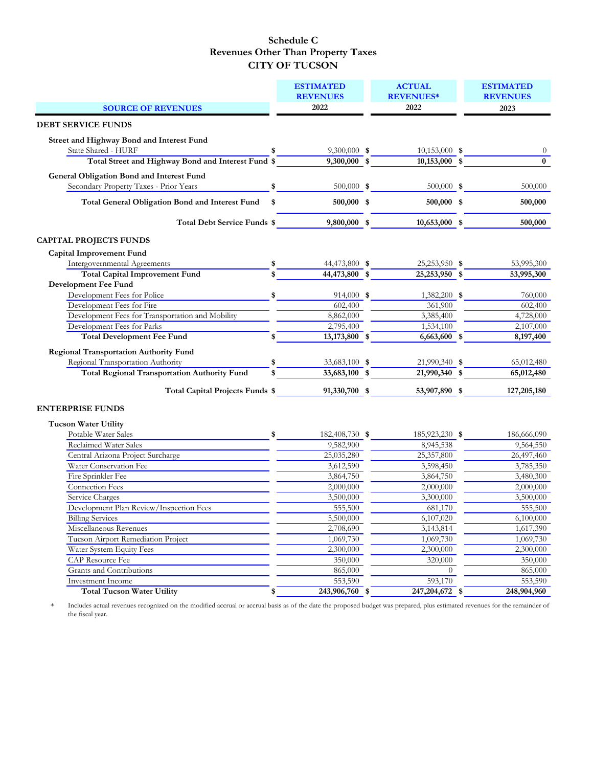# Schedule C
## Revenues Other Than Property Taxes
## CITY OF TUCSON

| SOURCE OF REVENUES | ESTIMATED REVENUES 2022 | ACTUAL REVENUES* 2022 | ESTIMATED REVENUES 2023 |
|---|---|---|---|
| **DEBT SERVICE FUNDS** | | | |
| **Street and Highway Bond and Interest Fund** | | | |
| State Shared - HURF | $ 9,300,000 | $ 10,153,000 | $ 0 |
| **Total Street and Highway Bond and Interest Fund** | **$ 9,300,000** | **$ 10,153,000** | **$ 0** |
| **General Obligation Bond and Interest Fund** | | | |
| Secondary Property Taxes - Prior Years | $ 500,000 | $ 500,000 | $ 500,000 |
| **Total General Obligation Bond and Interest Fund** | **$ 500,000** | **$ 500,000** | **$ 500,000** |
| **Total Debt Service Funds** | **$ 9,800,000** | **$ 10,653,000** | **$ 500,000** |
| **CAPITAL PROJECTS FUNDS** | | | |
| **Capital Improvement Fund** | | | |
| Intergovernmental Agreements | $ 44,473,800 | $ 25,253,950 | $ 53,995,300 |
| **Total Capital Improvement Fund** | **$ 44,473,800** | **$ 25,253,950** | **$ 53,995,300** |
| **Development Fee Fund** | | | |
| Development Fees for Police | $ 914,000 | $ 1,382,200 | $ 760,000 |
| Development Fees for Fire | 602,400 | 361,900 | 602,400 |
| Development Fees for Transportation and Mobility | 8,862,000 | 3,385,400 | 4,728,000 |
| Development Fees for Parks | 2,795,400 | 1,534,100 | 2,107,000 |
| **Total Development Fee Fund** | **$ 13,173,800** | **$ 6,663,600** | **$ 8,197,400** |
| **Regional Transportation Authority Fund** | | | |
| Regional Transportation Authority | $ 33,683,100 | $ 21,990,340 | $ 65,012,480 |
| **Total Regional Transportation Authority Fund** | **$ 33,683,100** | **$ 21,990,340** | **$ 65,012,480** |
| **Total Capital Projects Funds** | **$ 91,330,700** | **$ 53,907,890** | **$ 127,205,180** |
| **ENTERPRISE FUNDS** | | | |
| **Tucson Water Utility** | | | |
| Potable Water Sales | $ 182,408,730 | $ 185,923,230 | $ 186,666,090 |
| Reclaimed Water Sales | 9,582,900 | 8,945,538 | 9,564,550 |
| Central Arizona Project Surcharge | 25,035,280 | 25,357,800 | 26,497,460 |
| Water Conservation Fee | 3,612,590 | 3,598,450 | 3,785,350 |
| Fire Sprinkler Fee | 3,864,750 | 3,864,750 | 3,480,300 |
| Connection Fees | 2,000,000 | 2,000,000 | 2,000,000 |
| Service Charges | 3,500,000 | 3,300,000 | 3,500,000 |
| Development Plan Review/Inspection Fees | 555,500 | 681,170 | 555,500 |
| Billing Services | 5,500,000 | 6,107,020 | 6,100,000 |
| Miscellaneous Revenues | 2,708,690 | 3,143,814 | 1,617,390 |
| Tucson Airport Remediation Project | 1,069,730 | 1,069,730 | 1,069,730 |
| Water System Equity Fees | 2,300,000 | 2,300,000 | 2,300,000 |
| CAP Resource Fee | 350,000 | 320,000 | 350,000 |
| Grants and Contributions | 865,000 | 0 | 865,000 |
| Investment Income | 553,590 | 593,170 | 553,590 |
| **Total Tucson Water Utility** | **$ 243,906,760** | **$ 247,204,672** | **$ 248,904,960** |

* Includes actual revenues recognized on the modified accrual or accrual basis as of the date the proposed budget was prepared, plus estimated revenues for the remainder of the fiscal year.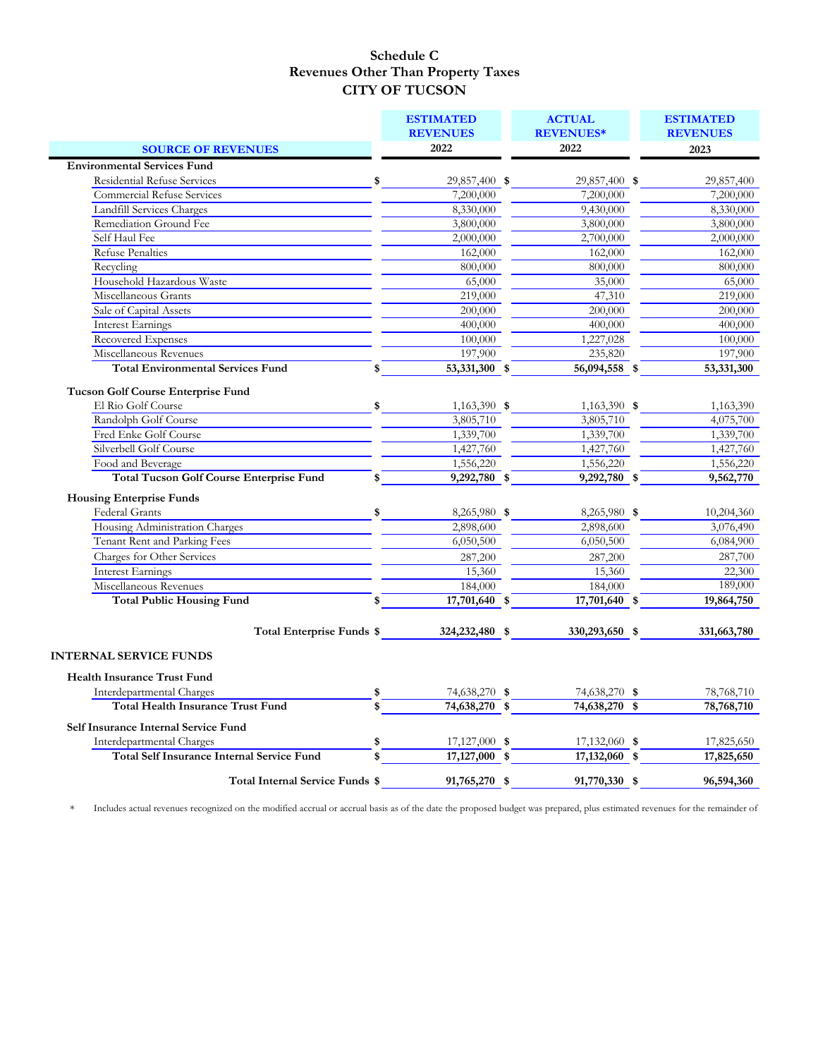# Schedule C
## Revenues Other Than Property Taxes
## CITY OF TUCSON

| SOURCE OF REVENUES | ESTIMATED REVENUES 2022 | ACTUAL REVENUES* 2022 | ESTIMATED REVENUES 2023 |
|---|---|---|---|
| **Environmental Services Fund** | | | |
| Residential Refuse Services | $ 29,857,400 | $ 29,857,400 | $ 29,857,400 |
| Commercial Refuse Services | 7,200,000 | 7,200,000 | 7,200,000 |
| Landfill Services Charges | 8,330,000 | 9,430,000 | 8,330,000 |
| Remediation Ground Fee | 3,800,000 | 3,800,000 | 3,800,000 |
| Self Haul Fee | 2,000,000 | 2,700,000 | 2,000,000 |
| Refuse Penalties | 162,000 | 162,000 | 162,000 |
| Recycling | 800,000 | 800,000 | 800,000 |
| Household Hazardous Waste | 65,000 | 35,000 | 65,000 |
| Miscellaneous Grants | 219,000 | 47,310 | 219,000 |
| Sale of Capital Assets | 200,000 | 200,000 | 200,000 |
| Interest Earnings | 400,000 | 400,000 | 400,000 |
| Recovered Expenses | 100,000 | 1,227,028 | 100,000 |
| Miscellaneous Revenues | 197,900 | 235,820 | 197,900 |
| **Total Environmental Services Fund** | **$ 53,331,300** | **$ 56,094,558** | **$ 53,331,300** |
| **Tucson Golf Course Enterprise Fund** | | | |
| El Rio Golf Course | $ 1,163,390 | $ 1,163,390 | $ 1,163,390 |
| Randolph Golf Course | 3,805,710 | 3,805,710 | 4,075,700 |
| Fred Enke Golf Course | 1,339,700 | 1,339,700 | 1,339,700 |
| Silverbell Golf Course | 1,427,760 | 1,427,760 | 1,427,760 |
| Food and Beverage | 1,556,220 | 1,556,220 | 1,556,220 |
| **Total Tucson Golf Course Enterprise Fund** | **$ 9,292,780** | **$ 9,292,780** | **$ 9,562,770** |
| **Housing Enterprise Funds** | | | |
| Federal Grants | $ 8,265,980 | $ 8,265,980 | $ 10,204,360 |
| Housing Administration Charges | 2,898,600 | 2,898,600 | 3,076,490 |
| Tenant Rent and Parking Fees | 6,050,500 | 6,050,500 | 6,084,900 |
| Charges for Other Services | 287,200 | 287,200 | 287,700 |
| Interest Earnings | 15,360 | 15,360 | 22,300 |
| Miscellaneous Revenues | 184,000 | 184,000 | 189,000 |
| **Total Public Housing Fund** | **$ 17,701,640** | **$ 17,701,640** | **$ 19,864,750** |
| **Total Enterprise Funds** | **$ 324,232,480** | **$ 330,293,650** | **$ 331,663,780** |
| **INTERNAL SERVICE FUNDS** | | | |
| **Health Insurance Trust Fund** | | | |
| Interdepartmental Charges | $ 74,638,270 | $ 74,638,270 | $ 78,768,710 |
| **Total Health Insurance Trust Fund** | **$ 74,638,270** | **$ 74,638,270** | **$ 78,768,710** |
| **Self Insurance Internal Service Fund** | | | |
| Interdepartmental Charges | $ 17,127,000 | $ 17,132,060 | $ 17,825,650 |
| **Total Self Insurance Internal Service Fund** | **$ 17,127,000** | **$ 17,132,060** | **$ 17,825,650** |
| **Total Internal Service Funds** | **$ 91,765,270** | **$ 91,770,330** | **$ 96,594,360** |

\* Includes actual revenues recognized on the modified accrual or accrual basis as of the date the proposed budget was prepared, plus estimated revenues for the remainder of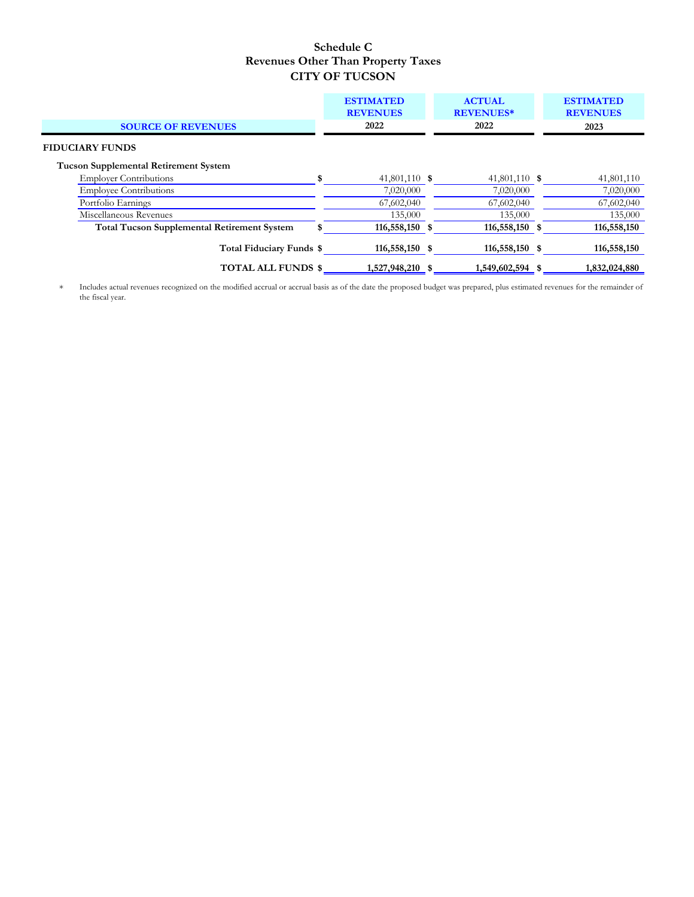# Schedule C
## Revenues Other Than Property Taxes
## CITY OF TUCSON

| SOURCE OF REVENUES | ESTIMATED REVENUES 2022 | ACTUAL REVENUES* 2022 | ESTIMATED REVENUES 2023 |
|---|---|---|---|
| **FIDUCIARY FUNDS** | | | |
| **Tucson Supplemental Retirement System** | | | |
| Employer Contributions | $ 41,801,110 | $ 41,801,110 | $ 41,801,110 |
| Employee Contributions | 7,020,000 | 7,020,000 | 7,020,000 |
| Portfolio Earnings | 67,602,040 | 67,602,040 | 67,602,040 |
| Miscellaneous Revenues | 135,000 | 135,000 | 135,000 |
| **Total Tucson Supplemental Retirement System** | **$ 116,558,150** | **$ 116,558,150** | **$ 116,558,150** |
| **Total Fiduciary Funds** | **$ 116,558,150** | **$ 116,558,150** | **$ 116,558,150** |
| **TOTAL ALL FUNDS** | **$ 1,527,948,210** | **$ 1,549,602,594** | **$ 1,832,024,880** |

\* Includes actual revenues recognized on the modified accrual or accrual basis as of the date the proposed budget was prepared, plus estimated revenues for the remainder of the fiscal year.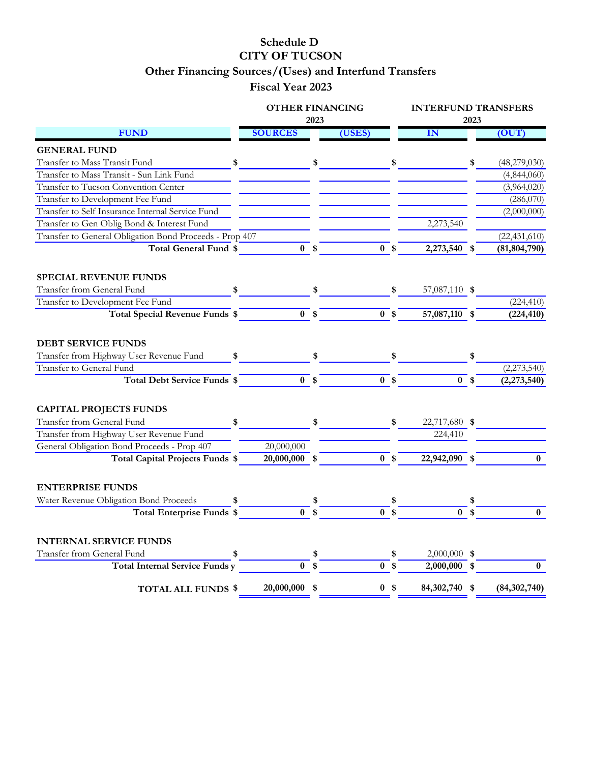# Schedule D
# CITY OF TUCSON
## Other Financing Sources/(Uses) and Interfund Transfers
## Fiscal Year 2023

| FUND | OTHER FINANCING 2023 SOURCES | OTHER FINANCING 2023 (USES) | INTERFUND TRANSFERS 2023 IN | INTERFUND TRANSFERS 2023 (OUT) |
|---|---|---|---|---|
| **GENERAL FUND** | | | | |
| Transfer to Mass Transit Fund | $ | $ | $ | $ (48,279,030) |
| Transfer to Mass Transit - Sun Link Fund | | | | (4,844,060) |
| Transfer to Tucson Convention Center | | | | (3,964,020) |
| Transfer to Development Fee Fund | | | | (286,070) |
| Transfer to Self Insurance Internal Service Fund | | | | (2,000,000) |
| Transfer to Gen Oblig Bond & Interest Fund | | | 2,273,540 | |
| Transfer to General Obligation Bond Proceeds - Prop 407 | | | | (22,431,610) |
| **Total General Fund** | **$ 0** | **$ 0** | **$ 2,273,540** | **$ (81,804,790)** |
| **SPECIAL REVENUE FUNDS** | | | | |
| Transfer from General Fund | $ | $ | $ 57,087,110 | $ |
| Transfer to Development Fee Fund | | | | (224,410) |
| **Total Special Revenue Funds** | **$ 0** | **$ 0** | **$ 57,087,110** | **$ (224,410)** |
| **DEBT SERVICE FUNDS** | | | | |
| Transfer from Highway User Revenue Fund | $ | $ | $ | $ |
| Transfer to General Fund | | | | (2,273,540) |
| **Total Debt Service Funds** | **$ 0** | **$ 0** | **$ 0** | **$ (2,273,540)** |
| **CAPITAL PROJECTS FUNDS** | | | | |
| Transfer from General Fund | $ | $ | $ 22,717,680 | $ |
| Transfer from Highway User Revenue Fund | | | 224,410 | |
| General Obligation Bond Proceeds - Prop 407 | 20,000,000 | | | |
| **Total Capital Projects Funds** | **$ 20,000,000** | **$ 0** | **$ 22,942,090** | **$ 0** |
| **ENTERPRISE FUNDS** | | | | |
| Water Revenue Obligation Bond Proceeds | $ | $ | $ | $ |
| **Total Enterprise Funds** | **$ 0** | **$ 0** | **$ 0** | **$ 0** |
| **INTERNAL SERVICE FUNDS** | | | | |
| Transfer from General Fund | $ | $ | $ 2,000,000 | $ |
| **Total Internal Service Funds** | **y 0** | **$ 0** | **$ 2,000,000** | **$ 0** |
| **TOTAL ALL FUNDS** | **$ 20,000,000** | **$ 0** | **$ 84,302,740** | **$ (84,302,740)** |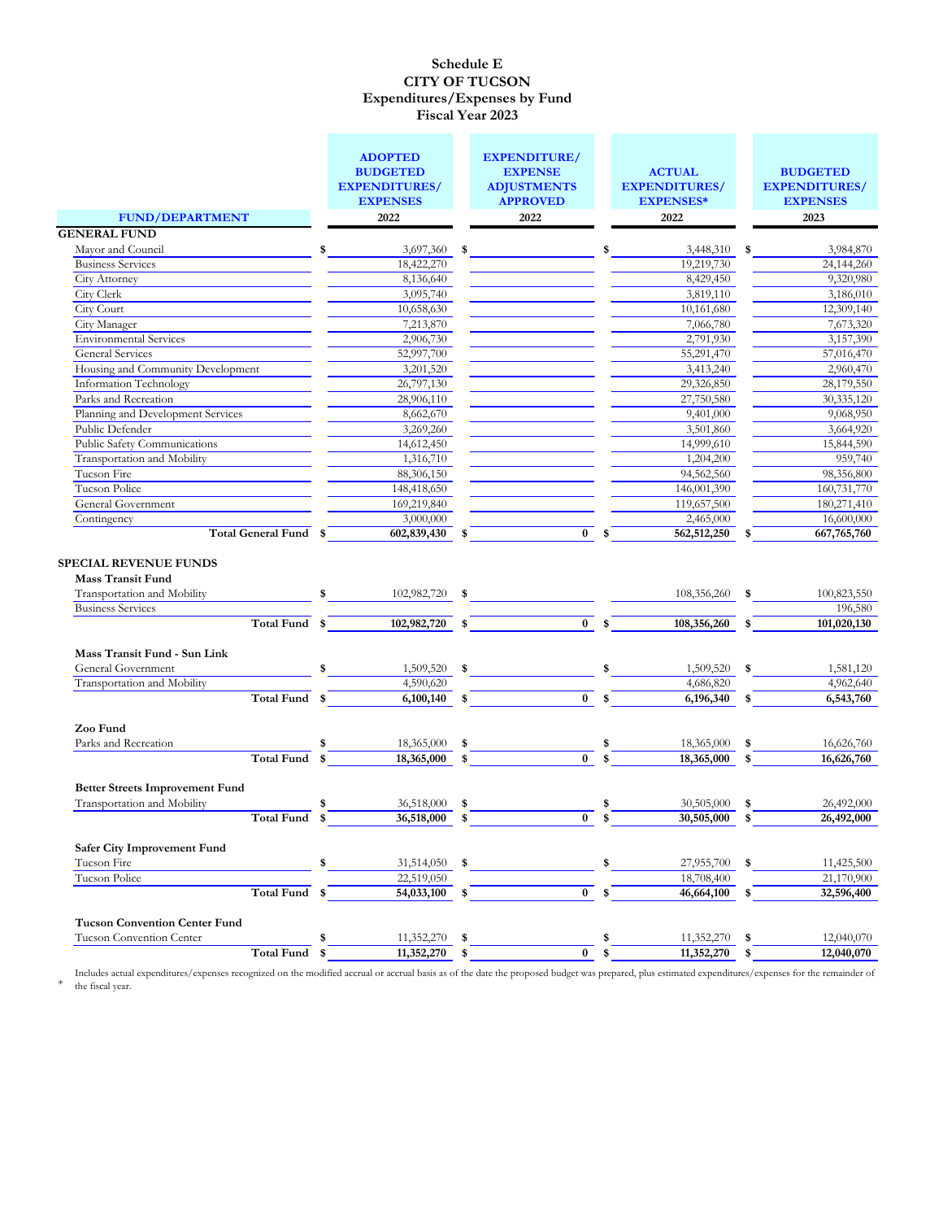# Schedule E
# CITY OF TUCSON
## Expenditures/Expenses by Fund
## Fiscal Year 2023

| FUND/DEPARTMENT | ADOPTED BUDGETED EXPENDITURES/ EXPENSES 2022 | EXPENDITURE/ EXPENSE ADJUSTMENTS APPROVED 2022 | ACTUAL EXPENDITURES/ EXPENSES* 2022 | BUDGETED EXPENDITURES/ EXPENSES 2023 |
|---|---|---|---|---|
| **GENERAL FUND** | | | | |
| Mayor and Council | $ 3,697,360 | $ | $ 3,448,310 | $ 3,984,870 |
| Business Services | 18,422,270 | | 19,219,730 | 24,144,260 |
| City Attorney | 8,136,640 | | 8,429,450 | 9,320,980 |
| City Clerk | 3,095,740 | | 3,819,110 | 3,186,010 |
| City Court | 10,658,630 | | 10,161,680 | 12,309,140 |
| City Manager | 7,213,870 | | 7,066,780 | 7,673,320 |
| Environmental Services | 2,906,730 | | 2,791,930 | 3,157,390 |
| General Services | 52,997,700 | | 55,291,470 | 57,016,470 |
| Housing and Community Development | 3,201,520 | | 3,413,240 | 2,960,470 |
| Information Technology | 26,797,130 | | 29,326,850 | 28,179,550 |
| Parks and Recreation | 28,906,110 | | 27,750,580 | 30,335,120 |
| Planning and Development Services | 8,662,670 | | 9,401,000 | 9,068,950 |
| Public Defender | 3,269,260 | | 3,501,860 | 3,664,920 |
| Public Safety Communications | 14,612,450 | | 14,999,610 | 15,844,590 |
| Transportation and Mobility | 1,316,710 | | 1,204,200 | 959,740 |
| Tucson Fire | 88,306,150 | | 94,562,560 | 98,356,800 |
| Tucson Police | 148,418,650 | | 146,001,390 | 160,731,770 |
| General Government | 169,219,840 | | 119,657,500 | 180,271,410 |
| Contingency | 3,000,000 | | 2,465,000 | 16,600,000 |
| **Total General Fund** | **$ 602,839,430** | **$ 0** | **$ 562,512,250** | **$ 667,765,760** |
| **SPECIAL REVENUE FUNDS** | | | | |
| **Mass Transit Fund** | | | | |
| Transportation and Mobility | $ 102,982,720 | $ | 108,356,260 | $ 100,823,550 |
| Business Services | | | | 196,580 |
| **Total Fund** | **$ 102,982,720** | **$ 0** | **$ 108,356,260** | **$ 101,020,130** |
| **Mass Transit Fund - Sun Link** | | | | |
| General Government | $ 1,509,520 | $ | $ 1,509,520 | $ 1,581,120 |
| Transportation and Mobility | 4,590,620 | | 4,686,820 | 4,962,640 |
| **Total Fund** | **$ 6,100,140** | **$ 0** | **$ 6,196,340** | **$ 6,543,760** |
| **Zoo Fund** | | | | |
| Parks and Recreation | $ 18,365,000 | $ | $ 18,365,000 | $ 16,626,760 |
| **Total Fund** | **$ 18,365,000** | **$ 0** | **$ 18,365,000** | **$ 16,626,760** |
| **Better Streets Improvement Fund** | | | | |
| Transportation and Mobility | $ 36,518,000 | $ | $ 30,505,000 | $ 26,492,000 |
| **Total Fund** | **$ 36,518,000** | **$ 0** | **$ 30,505,000** | **$ 26,492,000** |
| **Safer City Improvement Fund** | | | | |
| Tucson Fire | $ 31,514,050 | $ | $ 27,955,700 | $ 11,425,500 |
| Tucson Police | 22,519,050 | | 18,708,400 | 21,170,900 |
| **Total Fund** | **$ 54,033,100** | **$ 0** | **$ 46,664,100** | **$ 32,596,400** |
| **Tucson Convention Center Fund** | | | | |
| Tucson Convention Center | $ 11,352,270 | $ | $ 11,352,270 | $ 12,040,070 |
| **Total Fund** | **$ 11,352,270** | **$ 0** | **$ 11,352,270** | **$ 12,040,070** |

\* Includes actual expenditures/expenses recognized on the modified accrual or accrual basis as of the date the proposed budget was prepared, plus estimated expenditures/expenses for the remainder of the fiscal year.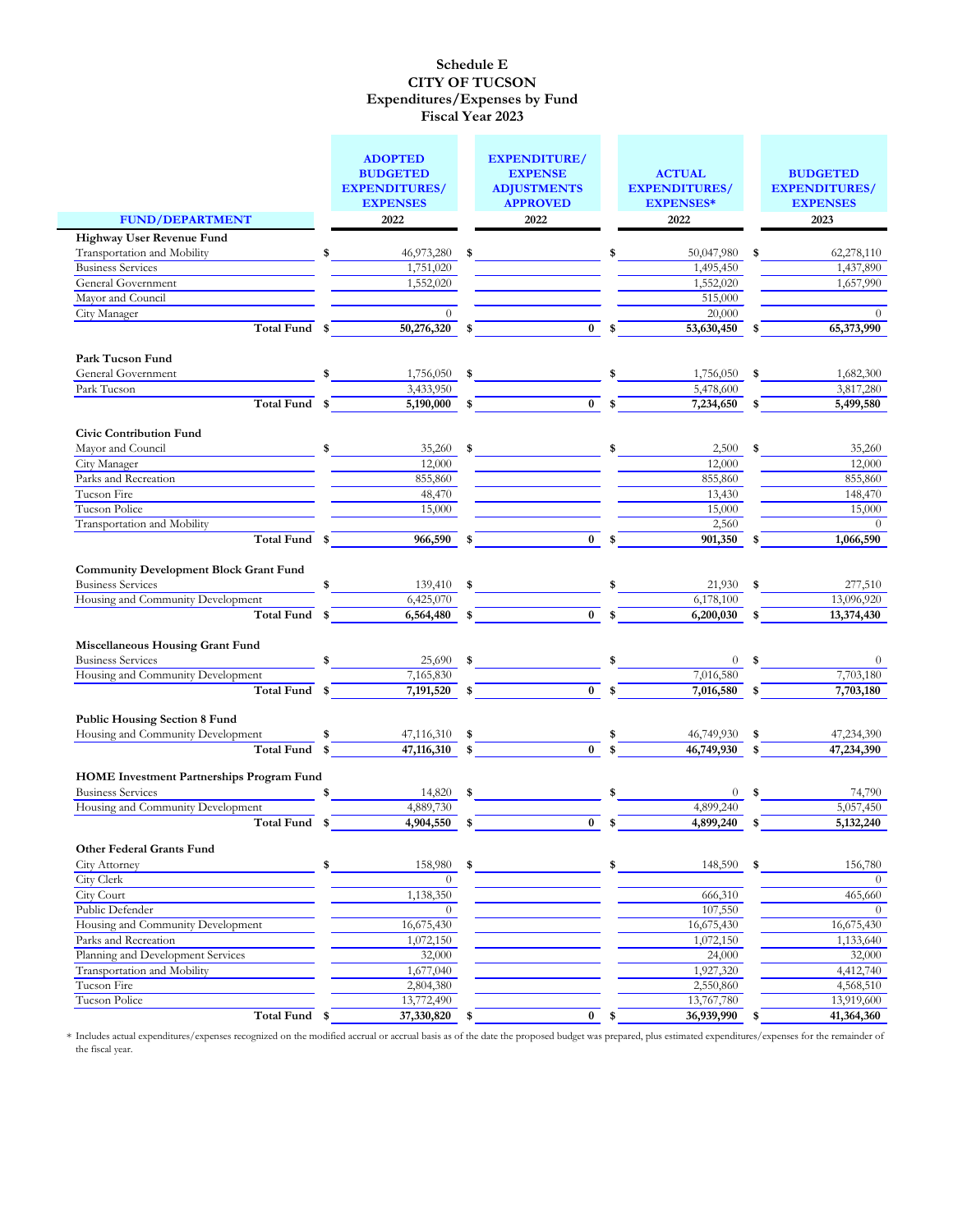# Schedule E
# CITY OF TUCSON
## Expenditures/Expenses by Fund
## Fiscal Year 2023

| FUND/DEPARTMENT | ADOPTED BUDGETED EXPENDITURES/ EXPENSES 2022 | EXPENDITURE/ EXPENSE ADJUSTMENTS APPROVED 2022 | ACTUAL EXPENDITURES/ EXPENSES* 2022 | BUDGETED EXPENDITURES/ EXPENSES 2023 |
|---|---|---|---|---|
| **Highway User Revenue Fund** | | | | |
| Transportation and Mobility | $ 46,973,280 | $ | $ 50,047,980 | $ 62,278,110 |
| Business Services | 1,751,020 | | 1,495,450 | 1,437,890 |
| General Government | 1,552,020 | | 1,552,020 | 1,657,990 |
| Mayor and Council | | | 515,000 | |
| City Manager | 0 | | 20,000 | 0 |
| **Total Fund** | **$ 50,276,320** | **$ 0** | **$ 53,630,450** | **$ 65,373,990** |
| **Park Tucson Fund** | | | | |
| General Government | $ 1,756,050 | $ | $ 1,756,050 | $ 1,682,300 |
| Park Tucson | 3,433,950 | | 5,478,600 | 3,817,280 |
| **Total Fund** | **$ 5,190,000** | **$ 0** | **$ 7,234,650** | **$ 5,499,580** |
| **Civic Contribution Fund** | | | | |
| Mayor and Council | $ 35,260 | $ | $ 2,500 | $ 35,260 |
| City Manager | 12,000 | | 12,000 | 12,000 |
| Parks and Recreation | 855,860 | | 855,860 | 855,860 |
| Tucson Fire | 48,470 | | 13,430 | 148,470 |
| Tucson Police | 15,000 | | 15,000 | 15,000 |
| Transportation and Mobility | | | 2,560 | 0 |
| **Total Fund** | **$ 966,590** | **$ 0** | **$ 901,350** | **$ 1,066,590** |
| **Community Development Block Grant Fund** | | | | |
| Business Services | $ 139,410 | $ | $ 21,930 | $ 277,510 |
| Housing and Community Development | 6,425,070 | | 6,178,100 | 13,096,920 |
| **Total Fund** | **$ 6,564,480** | **$ 0** | **$ 6,200,030** | **$ 13,374,430** |
| **Miscellaneous Housing Grant Fund** | | | | |
| Business Services | $ 25,690 | $ | $ 0 | $ 0 |
| Housing and Community Development | 7,165,830 | | 7,016,580 | 7,703,180 |
| **Total Fund** | **$ 7,191,520** | **$ 0** | **$ 7,016,580** | **$ 7,703,180** |
| **Public Housing Section 8 Fund** | | | | |
| Housing and Community Development | $ 47,116,310 | $ | $ 46,749,930 | $ 47,234,390 |
| **Total Fund** | **$ 47,116,310** | **$ 0** | **$ 46,749,930** | **$ 47,234,390** |
| **HOME Investment Partnerships Program Fund** | | | | |
| Business Services | $ 14,820 | $ | $ 0 | $ 74,790 |
| Housing and Community Development | 4,889,730 | | 4,899,240 | 5,057,450 |
| **Total Fund** | **$ 4,904,550** | **$ 0** | **$ 4,899,240** | **$ 5,132,240** |
| **Other Federal Grants Fund** | | | | |
| City Attorney | $ 158,980 | $ | $ 148,590 | $ 156,780 |
| City Clerk | 0 | | | 0 |
| City Court | 1,138,350 | | 666,310 | 465,660 |
| Public Defender | 0 | | 107,550 | 0 |
| Housing and Community Development | 16,675,430 | | 16,675,430 | 16,675,430 |
| Parks and Recreation | 1,072,150 | | 1,072,150 | 1,133,640 |
| Planning and Development Services | 32,000 | | 24,000 | 32,000 |
| Transportation and Mobility | 1,677,040 | | 1,927,320 | 4,412,740 |
| Tucson Fire | 2,804,380 | | 2,550,860 | 4,568,510 |
| Tucson Police | 13,772,490 | | 13,767,780 | 13,919,600 |
| **Total Fund** | **$ 37,330,820** | **$ 0** | **$ 36,939,990** | **$ 41,364,360** |

* Includes actual expenditures/expenses recognized on the modified accrual or accrual basis as of the date the proposed budget was prepared, plus estimated expenditures/expenses for the remainder of the fiscal year.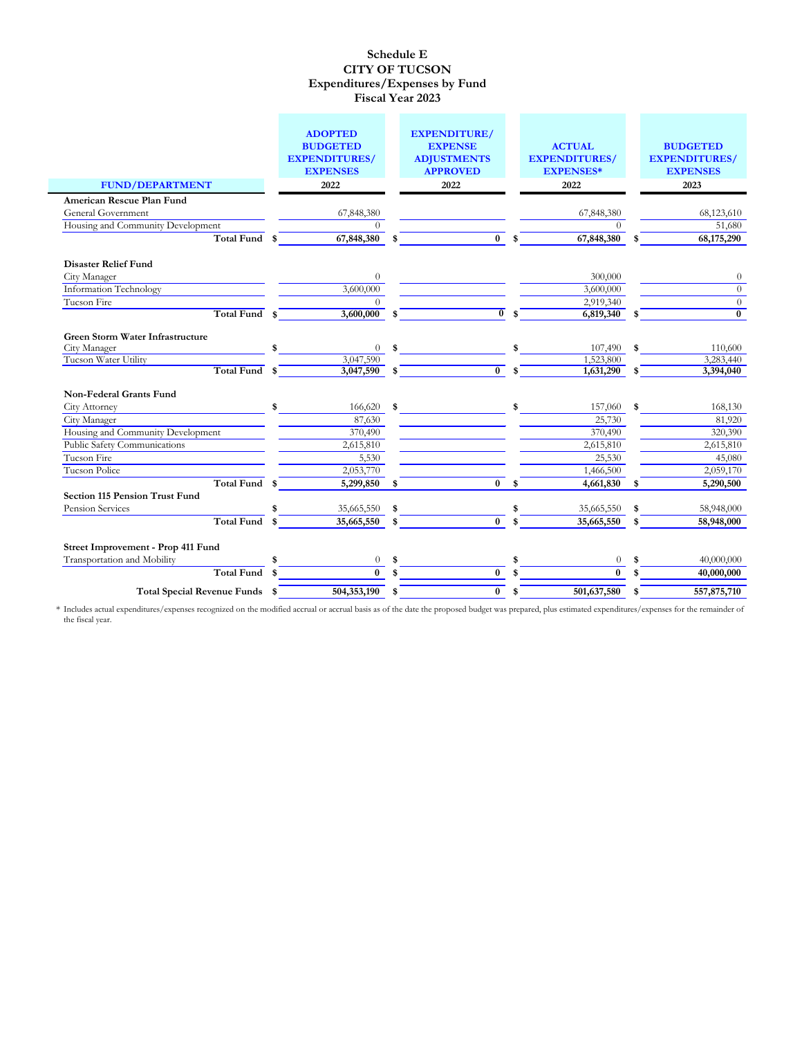# Schedule E
## CITY OF TUCSON
## Expenditures/Expenses by Fund
## Fiscal Year 2023

| FUND/DEPARTMENT | ADOPTED BUDGETED EXPENDITURES/ EXPENSES 2022 | EXPENDITURE/ EXPENSE ADJUSTMENTS APPROVED 2022 | ACTUAL EXPENDITURES/ EXPENSES* 2022 | BUDGETED EXPENDITURES/ EXPENSES 2023 |
|---|---|---|---|---|
| **American Rescue Plan Fund** | | | | |
| General Government | 67,848,380 | | 67,848,380 | 68,123,610 |
| Housing and Community Development | 0 | | 0 | 51,680 |
| **Total Fund** | **$ 67,848,380** | **$ 0** | **$ 67,848,380** | **$ 68,175,290** |
| **Disaster Relief Fund** | | | | |
| City Manager | 0 | | 300,000 | 0 |
| Information Technology | 3,600,000 | | 3,600,000 | 0 |
| Tucson Fire | 0 | | 2,919,340 | 0 |
| **Total Fund** | **$ 3,600,000** | **$ 0** | **$ 6,819,340** | **$ 0** |
| **Green Storm Water Infrastructure** | | | | |
| City Manager | $ 0 | $ | $ 107,490 | $ 110,600 |
| Tucson Water Utility | 3,047,590 | | 1,523,800 | 3,283,440 |
| **Total Fund** | **$ 3,047,590** | **$ 0** | **$ 1,631,290** | **$ 3,394,040** |
| **Non-Federal Grants Fund** | | | | |
| City Attorney | $ 166,620 | $ | $ 157,060 | $ 168,130 |
| City Manager | 87,630 | | 25,730 | 81,920 |
| Housing and Community Development | 370,490 | | 370,490 | 320,390 |
| Public Safety Communications | 2,615,810 | | 2,615,810 | 2,615,810 |
| Tucson Fire | 5,530 | | 25,530 | 45,080 |
| Tucson Police | 2,053,770 | | 1,466,500 | 2,059,170 |
| **Total Fund** | **$ 5,299,850** | **$ 0** | **$ 4,661,830** | **$ 5,290,500** |
| **Section 115 Pension Trust Fund** | | | | |
| Pension Services | $ 35,665,550 | $ | $ 35,665,550 | $ 58,948,000 |
| **Total Fund** | **$ 35,665,550** | **$ 0** | **$ 35,665,550** | **$ 58,948,000** |
| **Street Improvement - Prop 411 Fund** | | | | |
| Transportation and Mobility | $ 0 | $ | $ 0 | $ 40,000,000 |
| **Total Fund** | **$ 0** | **$ 0** | **$ 0** | **$ 40,000,000** |
| **Total Special Revenue Funds** | **$ 504,353,190** | **$ 0** | **$ 501,637,580** | **$ 557,875,710** |

\* Includes actual expenditures/expenses recognized on the modified accrual or accrual basis as of the date the proposed budget was prepared, plus estimated expenditures/expenses for the remainder of the fiscal year.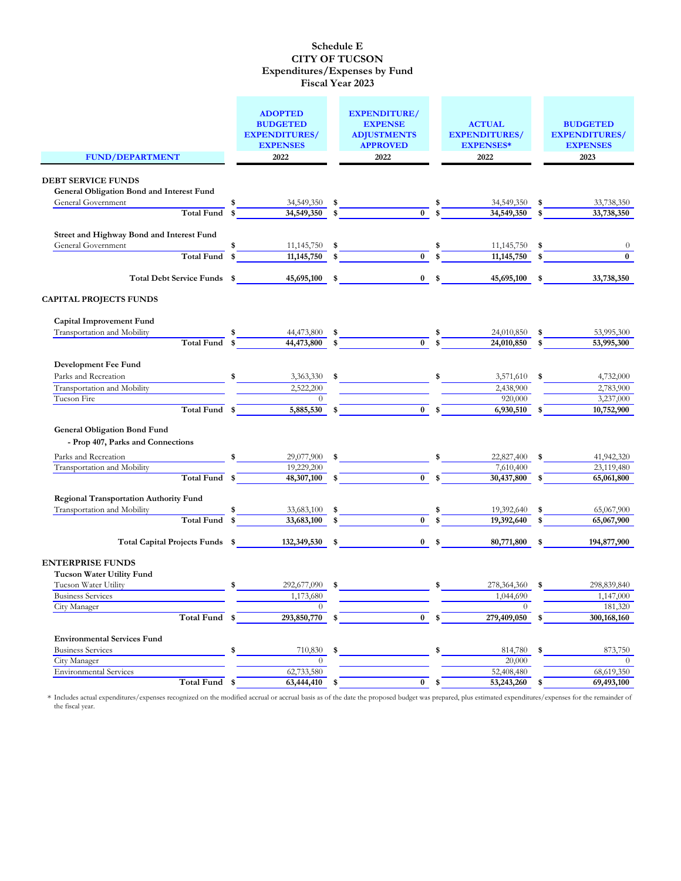# Schedule E
# CITY OF TUCSON
# Expenditures/Expenses by Fund
# Fiscal Year 2023

| FUND/DEPARTMENT | ADOPTED BUDGETED EXPENDITURES/ EXPENSES 2022 | EXPENDITURE/ EXPENSE ADJUSTMENTS APPROVED 2022 | ACTUAL EXPENDITURES/ EXPENSES* 2022 | BUDGETED EXPENDITURES/ EXPENSES 2023 |
|---|---|---|---|---|
| **DEBT SERVICE FUNDS** | | | | |
| **General Obligation Bond and Interest Fund** | | | | |
| General Government | $ 34,549,350 | $ | $ 34,549,350 | $ 33,738,350 |
| **Total Fund** | **$ 34,549,350** | **$ 0** | **$ 34,549,350** | **$ 33,738,350** |
| **Street and Highway Bond and Interest Fund** | | | | |
| General Government | $ 11,145,750 | $ | $ 11,145,750 | $ 0 |
| **Total Fund** | **$ 11,145,750** | **$ 0** | **$ 11,145,750** | **$ 0** |
| **Total Debt Service Funds** | **$ 45,695,100** | **$ 0** | **$ 45,695,100** | **$ 33,738,350** |
| **CAPITAL PROJECTS FUNDS** | | | | |
| **Capital Improvement Fund** | | | | |
| Transportation and Mobility | $ 44,473,800 | $ | $ 24,010,850 | $ 53,995,300 |
| **Total Fund** | **$ 44,473,800** | **$ 0** | **$ 24,010,850** | **$ 53,995,300** |
| **Development Fee Fund** | | | | |
| Parks and Recreation | $ 3,363,330 | $ | $ 3,571,610 | $ 4,732,000 |
| Transportation and Mobility | 2,522,200 | | 2,438,900 | 2,783,900 |
| Tucson Fire | 0 | | 920,000 | 3,237,000 |
| **Total Fund** | **$ 5,885,530** | **$ 0** | **$ 6,930,510** | **$ 10,752,900** |
| **General Obligation Bond Fund - Prop 407, Parks and Connections** | | | | |
| Parks and Recreation | $ 29,077,900 | $ | $ 22,827,400 | $ 41,942,320 |
| Transportation and Mobility | 19,229,200 | | 7,610,400 | 23,119,480 |
| **Total Fund** | **$ 48,307,100** | **$ 0** | **$ 30,437,800** | **$ 65,061,800** |
| **Regional Transportation Authority Fund** | | | | |
| Transportation and Mobility | $ 33,683,100 | $ | $ 19,392,640 | $ 65,067,900 |
| **Total Fund** | **$ 33,683,100** | **$ 0** | **$ 19,392,640** | **$ 65,067,900** |
| **Total Capital Projects Funds** | **$ 132,349,530** | **$ 0** | **$ 80,771,800** | **$ 194,877,900** |
| **ENTERPRISE FUNDS** | | | | |
| **Tucson Water Utility Fund** | | | | |
| Tucson Water Utility | $ 292,677,090 | $ | $ 278,364,360 | $ 298,839,840 |
| Business Services | 1,173,680 | | 1,044,690 | 1,147,000 |
| City Manager | 0 | | 0 | 181,320 |
| **Total Fund** | **$ 293,850,770** | **$ 0** | **$ 279,409,050** | **$ 300,168,160** |
| **Environmental Services Fund** | | | | |
| Business Services | $ 710,830 | $ | $ 814,780 | $ 873,750 |
| City Manager | 0 | | 20,000 | 0 |
| Environmental Services | 62,733,580 | | 52,408,480 | 68,619,350 |
| **Total Fund** | **$ 63,444,410** | **$ 0** | **$ 53,243,260** | **$ 69,493,100** |

\* Includes actual expenditures/expenses recognized on the modified accrual or accrual basis as of the date the proposed budget was prepared, plus estimated expenditures/expenses for the remainder of the fiscal year.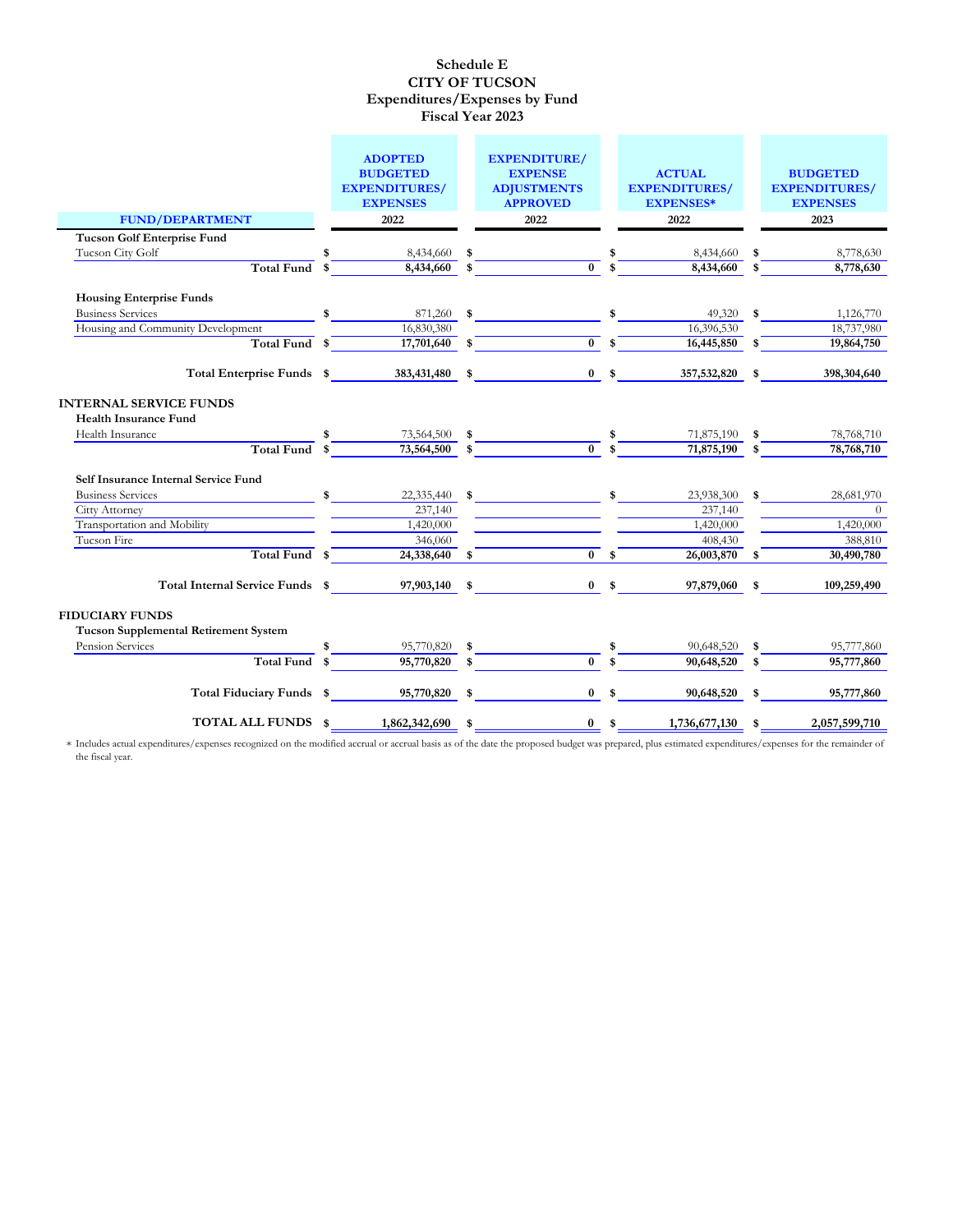# Schedule E
# CITY OF TUCSON
## Expenditures/Expenses by Fund
## Fiscal Year 2023

| FUND/DEPARTMENT | ADOPTED BUDGETED EXPENDITURES/ EXPENSES 2022 | EXPENDITURE/ EXPENSE ADJUSTMENTS APPROVED 2022 | ACTUAL EXPENDITURES/ EXPENSES* 2022 | BUDGETED EXPENDITURES/ EXPENSES 2023 |
|---|---|---|---|---|
| **Tucson Golf Enterprise Fund** | | | | |
| Tucson City Golf | $ 8,434,660 | $ | $ 8,434,660 | $ 8,778,630 |
| **Total Fund** | **$ 8,434,660** | **$ 0** | **$ 8,434,660** | **$ 8,778,630** |
| **Housing Enterprise Funds** | | | | |
| Business Services | $ 871,260 | $ | $ 49,320 | $ 1,126,770 |
| Housing and Community Development | 16,830,380 | | 16,396,530 | 18,737,980 |
| **Total Fund** | **$ 17,701,640** | **$ 0** | **$ 16,445,850** | **$ 19,864,750** |
| **Total Enterprise Funds** | **$ 383,431,480** | **$ 0** | **$ 357,532,820** | **$ 398,304,640** |
| **INTERNAL SERVICE FUNDS** | | | | |
| **Health Insurance Fund** | | | | |
| Health Insurance | $ 73,564,500 | $ | $ 71,875,190 | $ 78,768,710 |
| **Total Fund** | **$ 73,564,500** | **$ 0** | **$ 71,875,190** | **$ 78,768,710** |
| **Self Insurance Internal Service Fund** | | | | |
| Business Services | $ 22,335,440 | $ | $ 23,938,300 | $ 28,681,970 |
| Citty Attorney | 237,140 | | 237,140 | 0 |
| Transportation and Mobility | 1,420,000 | | 1,420,000 | 1,420,000 |
| Tucson Fire | 346,060 | | 408,430 | 388,810 |
| **Total Fund** | **$ 24,338,640** | **$ 0** | **$ 26,003,870** | **$ 30,490,780** |
| **Total Internal Service Funds** | **$ 97,903,140** | **$ 0** | **$ 97,879,060** | **$ 109,259,490** |
| **FIDUCIARY FUNDS** | | | | |
| **Tucson Supplemental Retirement System** | | | | |
| Pension Services | $ 95,770,820 | $ | $ 90,648,520 | $ 95,777,860 |
| **Total Fund** | **$ 95,770,820** | **$ 0** | **$ 90,648,520** | **$ 95,777,860** |
| **Total Fiduciary Funds** | **$ 95,770,820** | **$ 0** | **$ 90,648,520** | **$ 95,777,860** |
| **TOTAL ALL FUNDS** | **$ 1,862,342,690** | **$ 0** | **$ 1,736,677,130** | **$ 2,057,599,710** |

* Includes actual expenditures/expenses recognized on the modified accrual or accrual basis as of the date the proposed budget was prepared, plus estimated expenditures/expenses for the remainder of the fiscal year.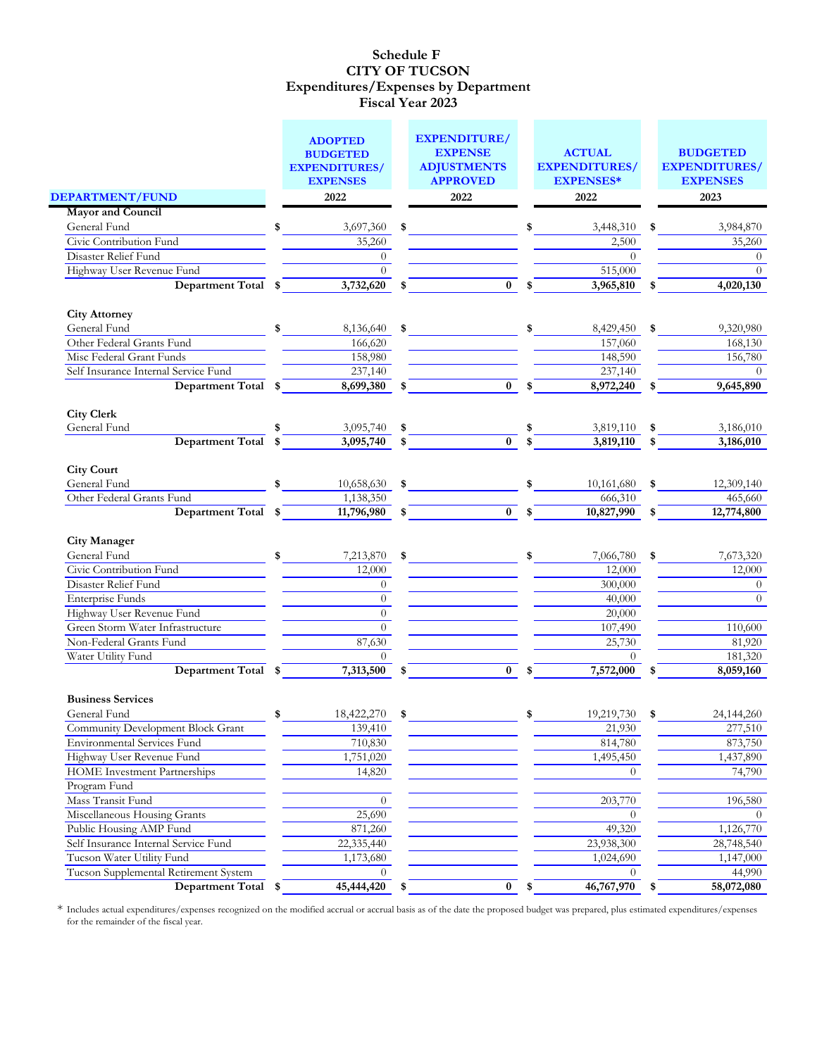# Schedule F
# CITY OF TUCSON
## Expenditures/Expenses by Department
## Fiscal Year 2023

| DEPARTMENT/FUND | ADOPTED BUDGETED EXPENDITURES/ EXPENSES 2022 | EXPENDITURE/ EXPENSE ADJUSTMENTS APPROVED 2022 | ACTUAL EXPENDITURES/ EXPENSES* 2022 | BUDGETED EXPENDITURES/ EXPENSES 2023 |
|---|---|---|---|---|
| **Mayor and Council** | | | | |
| General Fund | $ 3,697,360 | $ | $ 3,448,310 | $ 3,984,870 |
| Civic Contribution Fund | 35,260 | | 2,500 | 35,260 |
| Disaster Relief Fund | 0 | | 0 | 0 |
| Highway User Revenue Fund | 0 | | 515,000 | 0 |
| **Department Total** | **$ 3,732,620** | **$ 0** | **$ 3,965,810** | **$ 4,020,130** |
| | | | | |
| **City Attorney** | | | | |
| General Fund | $ 8,136,640 | $ | $ 8,429,450 | $ 9,320,980 |
| Other Federal Grants Fund | 166,620 | | 157,060 | 168,130 |
| Misc Federal Grant Funds | 158,980 | | 148,590 | 156,780 |
| Self Insurance Internal Service Fund | 237,140 | | 237,140 | 0 |
| **Department Total** | **$ 8,699,380** | **$ 0** | **$ 8,972,240** | **$ 9,645,890** |
| | | | | |
| **City Clerk** | | | | |
| General Fund | $ 3,095,740 | $ | $ 3,819,110 | $ 3,186,010 |
| **Department Total** | **$ 3,095,740** | **$ 0** | **$ 3,819,110** | **$ 3,186,010** |
| | | | | |
| **City Court** | | | | |
| General Fund | $ 10,658,630 | $ | $ 10,161,680 | $ 12,309,140 |
| Other Federal Grants Fund | 1,138,350 | | 666,310 | 465,660 |
| **Department Total** | **$ 11,796,980** | **$ 0** | **$ 10,827,990** | **$ 12,774,800** |
| | | | | |
| **City Manager** | | | | |
| General Fund | $ 7,213,870 | $ | $ 7,066,780 | $ 7,673,320 |
| Civic Contribution Fund | 12,000 | | 12,000 | 12,000 |
| Disaster Relief Fund | 0 | | 300,000 | 0 |
| Enterprise Funds | 0 | | 40,000 | 0 |
| Highway User Revenue Fund | 0 | | 20,000 | |
| Green Storm Water Infrastructure | 0 | | 107,490 | 110,600 |
| Non-Federal Grants Fund | 87,630 | | 25,730 | 81,920 |
| Water Utility Fund | 0 | | 0 | 181,320 |
| **Department Total** | **$ 7,313,500** | **$ 0** | **$ 7,572,000** | **$ 8,059,160** |
| | | | | |
| **Business Services** | | | | |
| General Fund | $ 18,422,270 | $ | $ 19,219,730 | $ 24,144,260 |
| Community Development Block Grant | 139,410 | | 21,930 | 277,510 |
| Environmental Services Fund | 710,830 | | 814,780 | 873,750 |
| Highway User Revenue Fund | 1,751,020 | | 1,495,450 | 1,437,890 |
| HOME Investment Partnerships Program Fund | 14,820 | | 0 | 74,790 |
| Mass Transit Fund | 0 | | 203,770 | 196,580 |
| Miscellaneous Housing Grants | 25,690 | | 0 | 0 |
| Public Housing AMP Fund | 871,260 | | 49,320 | 1,126,770 |
| Self Insurance Internal Service Fund | 22,335,440 | | 23,938,300 | 28,748,540 |
| Tucson Water Utility Fund | 1,173,680 | | 1,024,690 | 1,147,000 |
| Tucson Supplemental Retirement System | 0 | | 0 | 44,990 |
| **Department Total** | **$ 45,444,420** | **$ 0** | **$ 46,767,970** | **$ 58,072,080** |

\* Includes actual expenditures/expenses recognized on the modified accrual or accrual basis as of the date the proposed budget was prepared, plus estimated expenditures/expenses for the remainder of the fiscal year.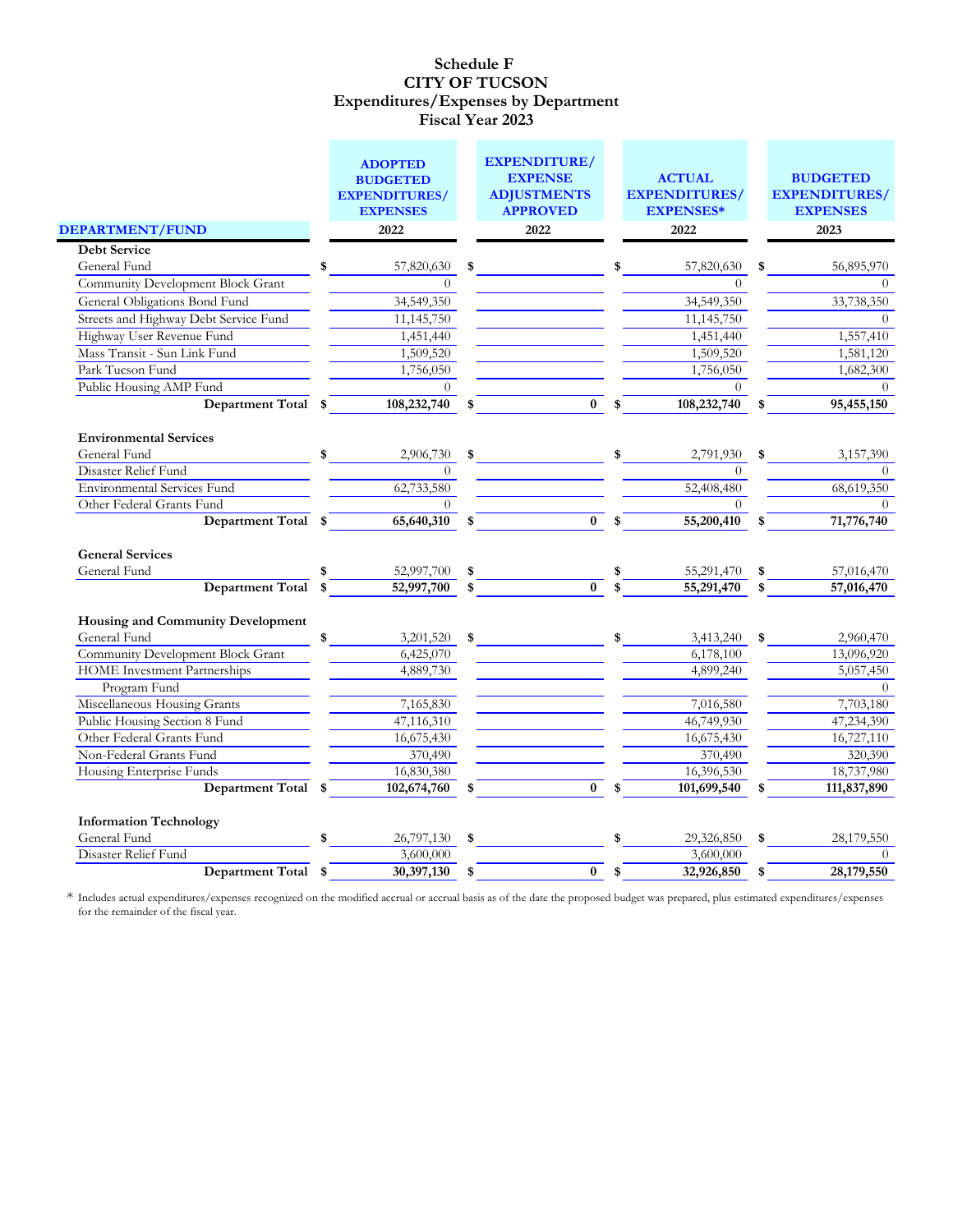# Schedule F
## CITY OF TUCSON
## Expenditures/Expenses by Department
## Fiscal Year 2023

| DEPARTMENT/FUND | ADOPTED BUDGETED EXPENDITURES/ EXPENSES 2022 | EXPENDITURE/ EXPENSE ADJUSTMENTS APPROVED 2022 | ACTUAL EXPENDITURES/ EXPENSES* 2022 | BUDGETED EXPENDITURES/ EXPENSES 2023 |
|---|---|---|---|---|
| **Debt Service** | | | | |
| General Fund | $ 57,820,630 | $ | $ 57,820,630 | $ 56,895,970 |
| Community Development Block Grant | 0 | | 0 | 0 |
| General Obligations Bond Fund | 34,549,350 | | 34,549,350 | 33,738,350 |
| Streets and Highway Debt Service Fund | 11,145,750 | | 11,145,750 | 0 |
| Highway User Revenue Fund | 1,451,440 | | 1,451,440 | 1,557,410 |
| Mass Transit - Sun Link Fund | 1,509,520 | | 1,509,520 | 1,581,120 |
| Park Tucson Fund | 1,756,050 | | 1,756,050 | 1,682,300 |
| Public Housing AMP Fund | 0 | | 0 | 0 |
| **Department Total** | **$ 108,232,740** | **$ 0** | **$ 108,232,740** | **$ 95,455,150** |
| **Environmental Services** | | | | |
| General Fund | $ 2,906,730 | $ | $ 2,791,930 | $ 3,157,390 |
| Disaster Relief Fund | 0 | | 0 | 0 |
| Environmental Services Fund | 62,733,580 | | 52,408,480 | 68,619,350 |
| Other Federal Grants Fund | 0 | | 0 | 0 |
| **Department Total** | **$ 65,640,310** | **$ 0** | **$ 55,200,410** | **$ 71,776,740** |
| **General Services** | | | | |
| General Fund | $ 52,997,700 | $ | $ 55,291,470 | $ 57,016,470 |
| **Department Total** | **$ 52,997,700** | **$ 0** | **$ 55,291,470** | **$ 57,016,470** |
| **Housing and Community Development** | | | | |
| General Fund | $ 3,201,520 | $ | $ 3,413,240 | $ 2,960,470 |
| Community Development Block Grant | 6,425,070 | | 6,178,100 | 13,096,920 |
| HOME Investment Partnerships | 4,889,730 | | 4,899,240 | 5,057,450 |
| Program Fund | | | | 0 |
| Miscellaneous Housing Grants | 7,165,830 | | 7,016,580 | 7,703,180 |
| Public Housing Section 8 Fund | 47,116,310 | | 46,749,930 | 47,234,390 |
| Other Federal Grants Fund | 16,675,430 | | 16,675,430 | 16,727,110 |
| Non-Federal Grants Fund | 370,490 | | 370,490 | 320,390 |
| Housing Enterprise Funds | 16,830,380 | | 16,396,530 | 18,737,980 |
| **Department Total** | **$ 102,674,760** | **$ 0** | **$ 101,699,540** | **$ 111,837,890** |
| **Information Technology** | | | | |
| General Fund | $ 26,797,130 | $ | $ 29,326,850 | $ 28,179,550 |
| Disaster Relief Fund | 3,600,000 | | 3,600,000 | 0 |
| **Department Total** | **$ 30,397,130** | **$ 0** | **$ 32,926,850** | **$ 28,179,550** |

\* Includes actual expenditures/expenses recognized on the modified accrual or accrual basis as of the date the proposed budget was prepared, plus estimated expenditures/expenses for the remainder of the fiscal year.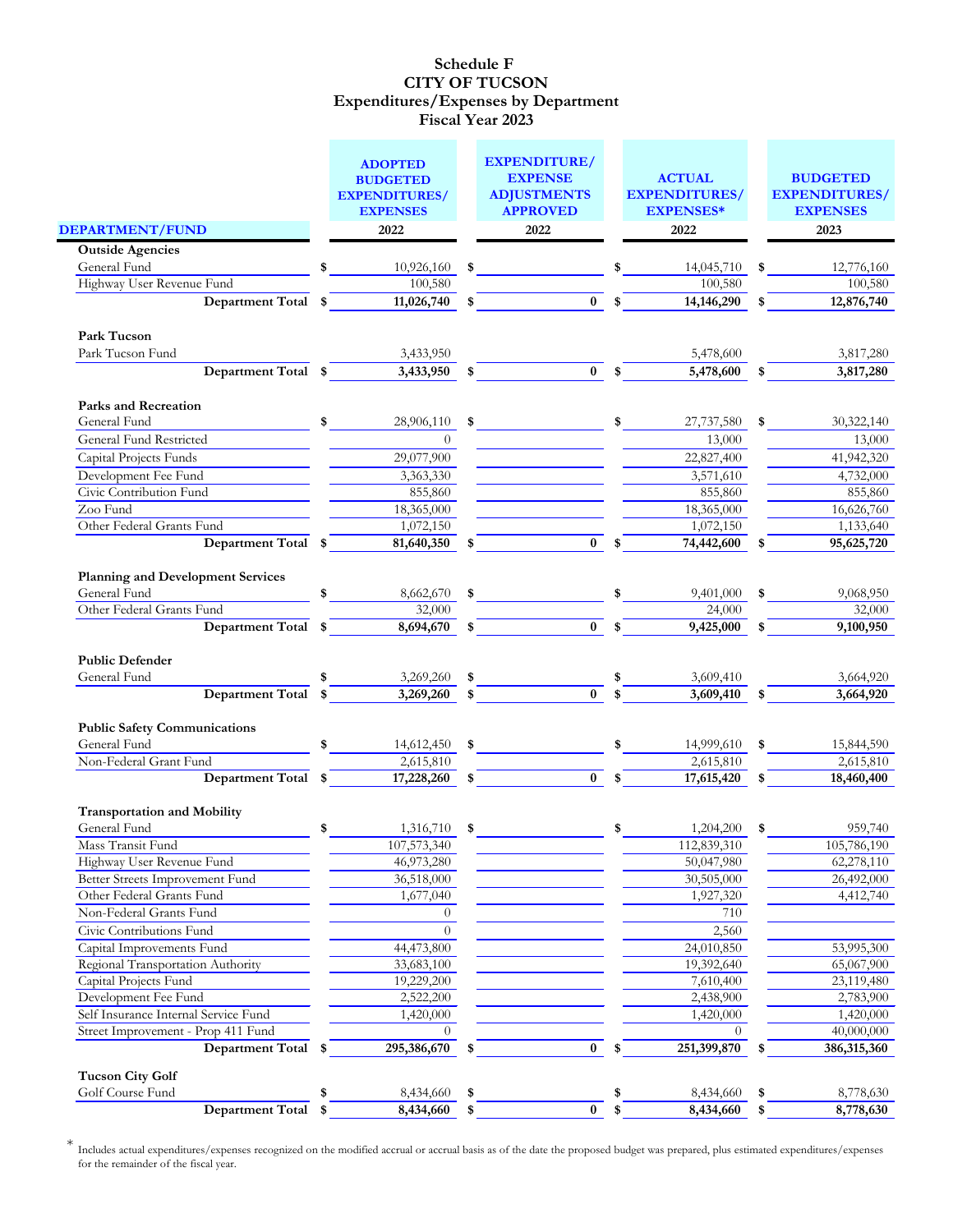# Schedule F
# CITY OF TUCSON
## Expenditures/Expenses by Department
## Fiscal Year 2023

| DEPARTMENT/FUND | | ADOPTED BUDGETED EXPENDITURES/ EXPENSES 2022 | | EXPENDITURE/ EXPENSE ADJUSTMENTS APPROVED 2022 | | ACTUAL EXPENDITURES/ EXPENSES* 2022 | | BUDGETED EXPENDITURES/ EXPENSES 2023 |
|---|---|---|---|---|---|---|---|---|
| **Outside Agencies** | | | | | | | | |
| General Fund | $ | 10,926,160 | $ | | $ | 14,045,710 | $ | 12,776,160 |
| Highway User Revenue Fund | | 100,580 | | | | 100,580 | | 100,580 |
| **Department Total** | **$** | **11,026,740** | **$** | **0** | **$** | **14,146,290** | **$** | **12,876,740** |
| **Park Tucson** | | | | | | | | |
| Park Tucson Fund | | 3,433,950 | | | | 5,478,600 | | 3,817,280 |
| **Department Total** | **$** | **3,433,950** | **$** | **0** | **$** | **5,478,600** | **$** | **3,817,280** |
| **Parks and Recreation** | | | | | | | | |
| General Fund | $ | 28,906,110 | $ | | $ | 27,737,580 | $ | 30,322,140 |
| General Fund Restricted | | 0 | | | | 13,000 | | 13,000 |
| Capital Projects Funds | | 29,077,900 | | | | 22,827,400 | | 41,942,320 |
| Development Fee Fund | | 3,363,330 | | | | 3,571,610 | | 4,732,000 |
| Civic Contribution Fund | | 855,860 | | | | 855,860 | | 855,860 |
| Zoo Fund | | 18,365,000 | | | | 18,365,000 | | 16,626,760 |
| Other Federal Grants Fund | | 1,072,150 | | | | 1,072,150 | | 1,133,640 |
| **Department Total** | **$** | **81,640,350** | **$** | **0** | **$** | **74,442,600** | **$** | **95,625,720** |
| **Planning and Development Services** | | | | | | | | |
| General Fund | $ | 8,662,670 | $ | | $ | 9,401,000 | $ | 9,068,950 |
| Other Federal Grants Fund | | 32,000 | | | | 24,000 | | 32,000 |
| **Department Total** | **$** | **8,694,670** | **$** | **0** | **$** | **9,425,000** | **$** | **9,100,950** |
| **Public Defender** | | | | | | | | |
| General Fund | $ | 3,269,260 | $ | | $ | 3,609,410 | | 3,664,920 |
| **Department Total** | **$** | **3,269,260** | **$** | **0** | **$** | **3,609,410** | **$** | **3,664,920** |
| **Public Safety Communications** | | | | | | | | |
| General Fund | $ | 14,612,450 | $ | | $ | 14,999,610 | $ | 15,844,590 |
| Non-Federal Grant Fund | | 2,615,810 | | | | 2,615,810 | | 2,615,810 |
| **Department Total** | **$** | **17,228,260** | **$** | **0** | **$** | **17,615,420** | **$** | **18,460,400** |
| **Transportation and Mobility** | | | | | | | | |
| General Fund | $ | 1,316,710 | $ | | $ | 1,204,200 | $ | 959,740 |
| Mass Transit Fund | | 107,573,340 | | | | 112,839,310 | | 105,786,190 |
| Highway User Revenue Fund | | 46,973,280 | | | | 50,047,980 | | 62,278,110 |
| Better Streets Improvement Fund | | 36,518,000 | | | | 30,505,000 | | 26,492,000 |
| Other Federal Grants Fund | | 1,677,040 | | | | 1,927,320 | | 4,412,740 |
| Non-Federal Grants Fund | | 0 | | | | 710 | | |
| Civic Contributions Fund | | 0 | | | | 2,560 | | |
| Capital Improvements Fund | | 44,473,800 | | | | 24,010,850 | | 53,995,300 |
| Regional Transportation Authority | | 33,683,100 | | | | 19,392,640 | | 65,067,900 |
| Capital Projects Fund | | 19,229,200 | | | | 7,610,400 | | 23,119,480 |
| Development Fee Fund | | 2,522,200 | | | | 2,438,900 | | 2,783,900 |
| Self Insurance Internal Service Fund | | 1,420,000 | | | | 1,420,000 | | 1,420,000 |
| Street Improvement - Prop 411 Fund | | 0 | | | | 0 | | 40,000,000 |
| **Department Total** | **$** | **295,386,670** | **$** | **0** | **$** | **251,399,870** | **$** | **386,315,360** |
| **Tucson City Golf** | | | | | | | | |
| Golf Course Fund | $ | 8,434,660 | $ | | $ | 8,434,660 | $ | 8,778,630 |
| **Department Total** | **$** | **8,434,660** | **$** | **0** | **$** | **8,434,660** | **$** | **8,778,630** |

\* Includes actual expenditures/expenses recognized on the modified accrual or accrual basis as of the date the proposed budget was prepared, plus estimated expenditures/expenses for the remainder of the fiscal year.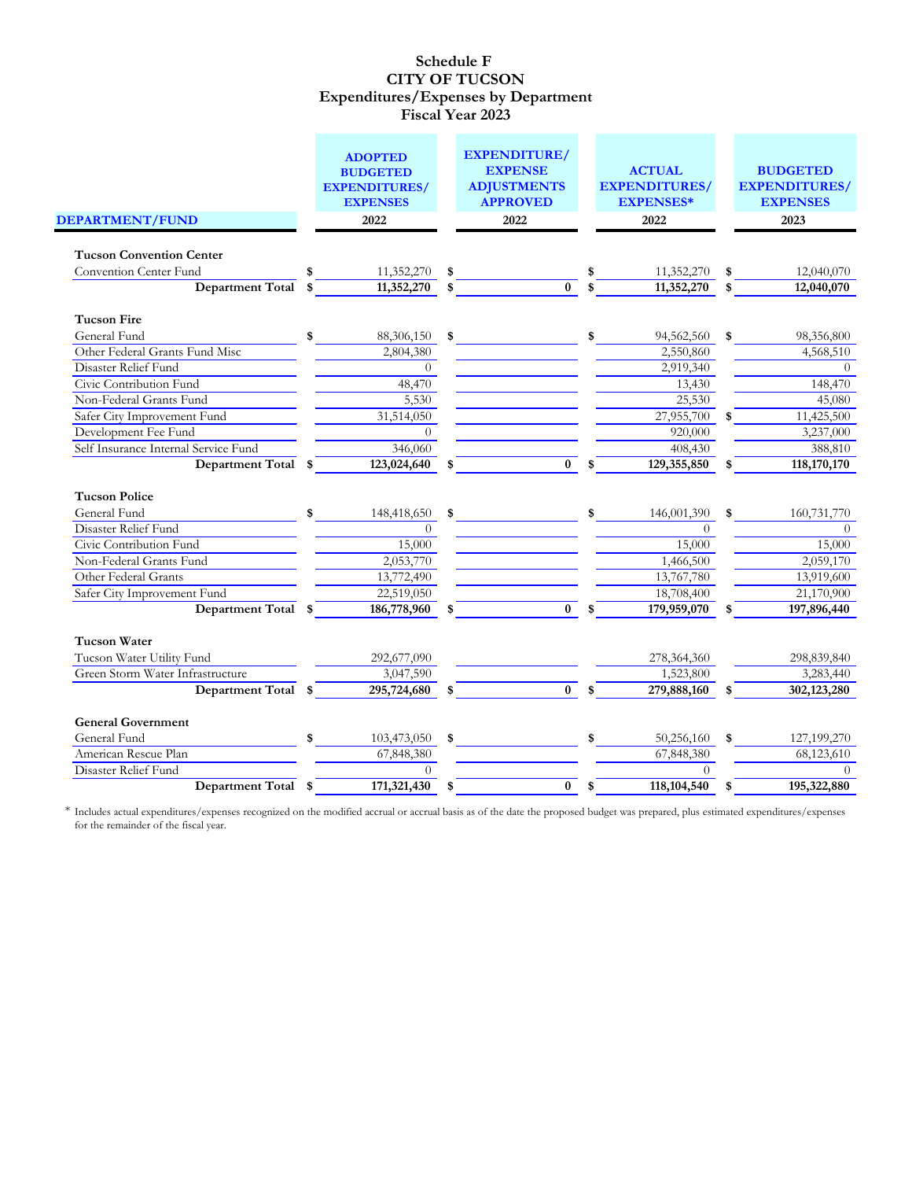# Schedule F
# CITY OF TUCSON
## Expenditures/Expenses by Department
## Fiscal Year 2023

| DEPARTMENT/FUND | ADOPTED BUDGETED EXPENDITURES/ EXPENSES 2022 | EXPENDITURE/ EXPENSE ADJUSTMENTS APPROVED 2022 | ACTUAL EXPENDITURES/ EXPENSES* 2022 | BUDGETED EXPENDITURES/ EXPENSES 2023 |
|---|---|---|---|---|
| **Tucson Convention Center** | | | | |
| Convention Center Fund | $ 11,352,270 | $ | $ 11,352,270 | $ 12,040,070 |
| **Department Total** | **$ 11,352,270** | **$ 0** | **$ 11,352,270** | **$ 12,040,070** |
| **Tucson Fire** | | | | |
| General Fund | $ 88,306,150 | $ | $ 94,562,560 | $ 98,356,800 |
| Other Federal Grants Fund Misc | 2,804,380 | | 2,550,860 | 4,568,510 |
| Disaster Relief Fund | 0 | | 2,919,340 | 0 |
| Civic Contribution Fund | 48,470 | | 13,430 | 148,470 |
| Non-Federal Grants Fund | 5,530 | | 25,530 | 45,080 |
| Safer City Improvement Fund | 31,514,050 | | 27,955,700 | $ 11,425,500 |
| Development Fee Fund | 0 | | 920,000 | 3,237,000 |
| Self Insurance Internal Service Fund | 346,060 | | 408,430 | 388,810 |
| **Department Total** | **$ 123,024,640** | **$ 0** | **$ 129,355,850** | **$ 118,170,170** |
| **Tucson Police** | | | | |
| General Fund | $ 148,418,650 | $ | $ 146,001,390 | $ 160,731,770 |
| Disaster Relief Fund | 0 | | 0 | 0 |
| Civic Contribution Fund | 15,000 | | 15,000 | 15,000 |
| Non-Federal Grants Fund | 2,053,770 | | 1,466,500 | 2,059,170 |
| Other Federal Grants | 13,772,490 | | 13,767,780 | 13,919,600 |
| Safer City Improvement Fund | 22,519,050 | | 18,708,400 | 21,170,900 |
| **Department Total** | **$ 186,778,960** | **$ 0** | **$ 179,959,070** | **$ 197,896,440** |
| **Tucson Water** | | | | |
| Tucson Water Utility Fund | 292,677,090 | | 278,364,360 | 298,839,840 |
| Green Storm Water Infrastructure | 3,047,590 | | 1,523,800 | 3,283,440 |
| **Department Total** | **$ 295,724,680** | **$ 0** | **$ 279,888,160** | **$ 302,123,280** |
| **General Government** | | | | |
| General Fund | $ 103,473,050 | $ | $ 50,256,160 | $ 127,199,270 |
| American Rescue Plan | 67,848,380 | | 67,848,380 | 68,123,610 |
| Disaster Relief Fund | 0 | | 0 | 0 |
| **Department Total** | **$ 171,321,430** | **$ 0** | **$ 118,104,540** | **$ 195,322,880** |

* Includes actual expenditures/expenses recognized on the modified accrual or accrual basis as of the date the proposed budget was prepared, plus estimated expenditures/expenses for the remainder of the fiscal year.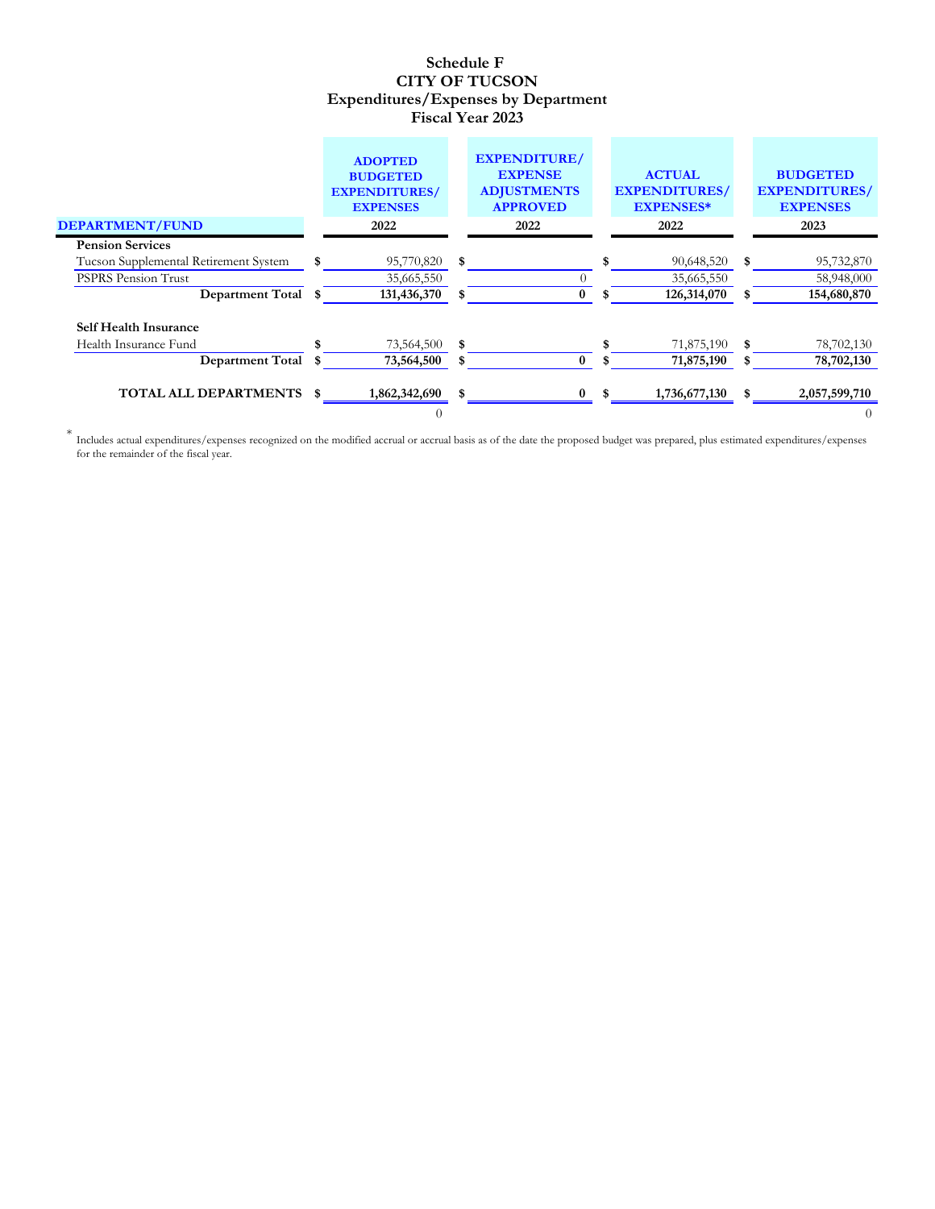# Schedule F
## CITY OF TUCSON
## Expenditures/Expenses by Department
## Fiscal Year 2023

| DEPARTMENT/FUND | | ADOPTED BUDGETED EXPENDITURES/ EXPENSES 2022 | | EXPENDITURE/ EXPENSE ADJUSTMENTS APPROVED 2022 | | ACTUAL EXPENDITURES/ EXPENSES* 2022 | | BUDGETED EXPENDITURES/ EXPENSES 2023 |
|---|---|---|---|---|---|---|---|---|
| **Pension Services** | | | | | | | | |
| Tucson Supplemental Retirement System | $ | 95,770,820 | $ | | $ | 90,648,520 | $ | 95,732,870 |
| PSPRS Pension Trust | | 35,665,550 | | 0 | | 35,665,550 | | 58,948,000 |
| **Department Total** | **$** | **131,436,370** | **$** | **0** | **$** | **126,314,070** | **$** | **154,680,870** |
| **Self Health Insurance** | | | | | | | | |
| Health Insurance Fund | $ | 73,564,500 | $ | | $ | 71,875,190 | $ | 78,702,130 |
| **Department Total** | **$** | **73,564,500** | **$** | **0** | **$** | **71,875,190** | **$** | **78,702,130** |
| **TOTAL ALL DEPARTMENTS** | **$** | **1,862,342,690** | **$** | **0** | **$** | **1,736,677,130** | **$** | **2,057,599,710** |
| | | 0 | | | | | | 0 |

* Includes actual expenditures/expenses recognized on the modified accrual or accrual basis as of the date the proposed budget was prepared, plus estimated expenditures/expenses for the remainder of the fiscal year.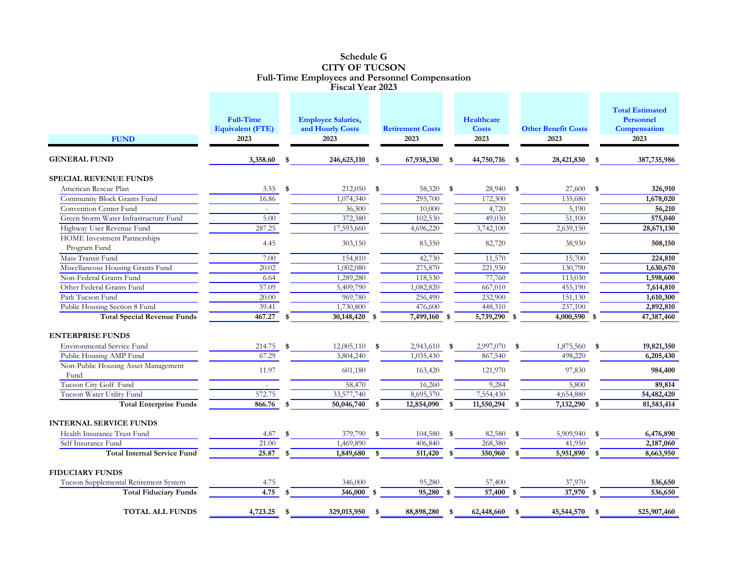**Schedule G**
**CITY OF TUCSON**
**Full-Time Employees and Personnel Compensation**
**Fiscal Year 2023**

| FUND | Full-Time Equivalent (FTE) 2023 | Employee Salaries, and Hourly Costs 2023 | Retirement Costs 2023 | Healthcare Costs 2023 | Other Benefit Costs 2023 | Total Estimated Personnel Compensation 2023 |
|---|---|---|---|---|---|---|
| **GENERAL FUND** | **3,358.60** | **$ 246,625,110** | **$ 67,938,330** | **$ 44,750,716** | **$ 28,421,830** | **$ 387,735,986** |
| **SPECIAL REVENUE FUNDS** | | | | | | |
| American Rescue Plan | 3.55 | $ 212,050 | $ 58,320 | $ 28,940 | $ 27,600 | $ **326,910** |
| Community Block Grants Fund | 16.86 | 1,074,340 | 295,700 | 172,300 | 135,680 | **1,678,020** |
| Convention Center Fund | - | 36,300 | 10,000 | 4,720 | 5,190 | **56,210** |
| Green Storm Water Infrastructure Fund | 5.00 | 372,380 | 102,530 | 49,030 | 51,100 | **575,040** |
| Highway User Revenue Fund | 287.25 | 17,593,660 | 4,696,220 | 3,742,100 | 2,639,150 | **28,671,130** |
| HOME Investment Partnerships Program Fund | 4.45 | 303,150 | 83,350 | 82,720 | 38,930 | **508,150** |
| Mass Transit Fund | 7.00 | 154,810 | 42,730 | 11,570 | 15,700 | **224,810** |
| Miscellaneous Housing Grants Fund | 20.02 | 1,002,080 | 275,870 | 221,930 | 130,790 | **1,630,670** |
| Non-Federal Grants Fund | 6.64 | 1,289,280 | 118,530 | 77,760 | 113,030 | **1,598,600** |
| Other Federal Grants Fund | 57.09 | 5,409,790 | 1,082,820 | 667,010 | 455,190 | **7,614,810** |
| Park Tucson Fund | 20.00 | 969,780 | 256,490 | 232,900 | 151,130 | **1,610,300** |
| Public Housing Section 8 Fund | 39.41 | 1,730,800 | 476,600 | 448,310 | 237,100 | **2,892,810** |
| **Total Special Revenue Funds** | **467.27** | **$ 30,148,420** | **$ 7,499,160** | **$ 5,739,290** | **$ 4,000,590** | **$ 47,387,460** |
| **ENTERPRISE FUNDS** | | | | | | |
| Environmental Service Fund | 214.75 | $ 12,005,110 | $ 2,943,610 | $ 2,997,070 | $ 1,875,560 | $ **19,821,350** |
| Public Housing AMP Fund | 67.29 | 3,804,240 | 1,035,430 | 867,540 | 498,220 | **6,205,430** |
| Non-Public Housing Asset Management Fund | 11.97 | 601,180 | 163,420 | 121,970 | 97,830 | **984,400** |
| Tucson City Golf Fund | - | 58,470 | 16,260 | 9,284 | 5,800 | **89,814** |
| Tucson Water Utility Fund | 572.75 | 33,577,740 | 8,695,370 | 7,554,430 | 4,654,880 | **54,482,420** |
| **Total Enterprise Funds** | **866.76** | **$ 50,046,740** | **$ 12,854,090** | **$ 11,550,294** | **$ 7,132,290** | **$ 81,583,414** |
| **INTERNAL SERVICE FUNDS** | | | | | | |
| Health Insurance Trust Fund | 4.87 | $ 379,790 | $ 104,580 | $ 82,580 | $ 5,909,940 | $ **6,476,890** |
| Self Insurance Fund | 21.00 | 1,469,890 | 406,840 | 268,380 | 41,950 | **2,187,060** |
| **Total Internal Service Fund** | **25.87** | **$ 1,849,680** | **$ 511,420** | **$ 350,960** | **$ 5,951,890** | **$ 8,663,950** |
| **FIDUCIARY FUNDS** | | | | | | |
| Tucson Supplemental Retirement System | 4.75 | 346,000 | 95,280 | 57,400 | 37,970 | **536,650** |
| **Total Fiduciary Funds** | **4.75** | **$ 346,000** | **$ 95,280** | **$ 57,400** | **$ 37,970** | **$ 536,650** |
| **TOTAL ALL FUNDS** | **4,723.25** | **$ 329,015,950** | **$ 88,898,280** | **$ 62,448,660** | **$ 45,544,570** | **$ 525,907,460** |